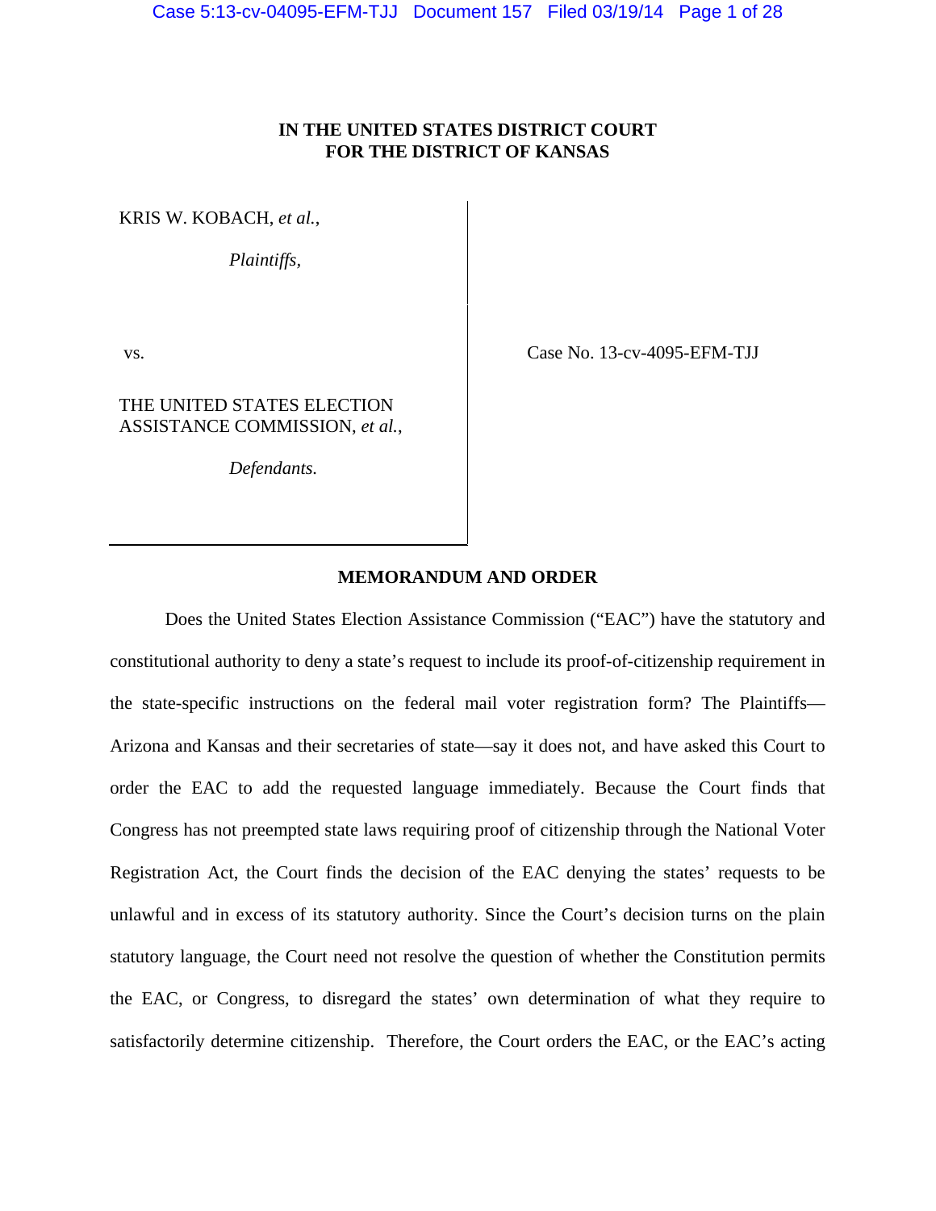**IN THE UNITED STATES DISTRICT COURT**
**FOR THE DISTRICT OF KANSAS**

KRIS W. KOBACH, *et al.*,

*Plaintiffs*,

vs.

THE UNITED STATES ELECTION ASSISTANCE COMMISSION, *et al.*,

*Defendants.*

Case No. 13-cv-4095-EFM-TJJ

**MEMORANDUM AND ORDER**

Does the United States Election Assistance Commission ("EAC") have the statutory and constitutional authority to deny a state's request to include its proof-of-citizenship requirement in the state-specific instructions on the federal mail voter registration form? The Plaintiffs—Arizona and Kansas and their secretaries of state—say it does not, and have asked this Court to order the EAC to add the requested language immediately. Because the Court finds that Congress has not preempted state laws requiring proof of citizenship through the National Voter Registration Act, the Court finds the decision of the EAC denying the states' requests to be unlawful and in excess of its statutory authority. Since the Court's decision turns on the plain statutory language, the Court need not resolve the question of whether the Constitution permits the EAC, or Congress, to disregard the states' own determination of what they require to satisfactorily determine citizenship. Therefore, the Court orders the EAC, or the EAC's acting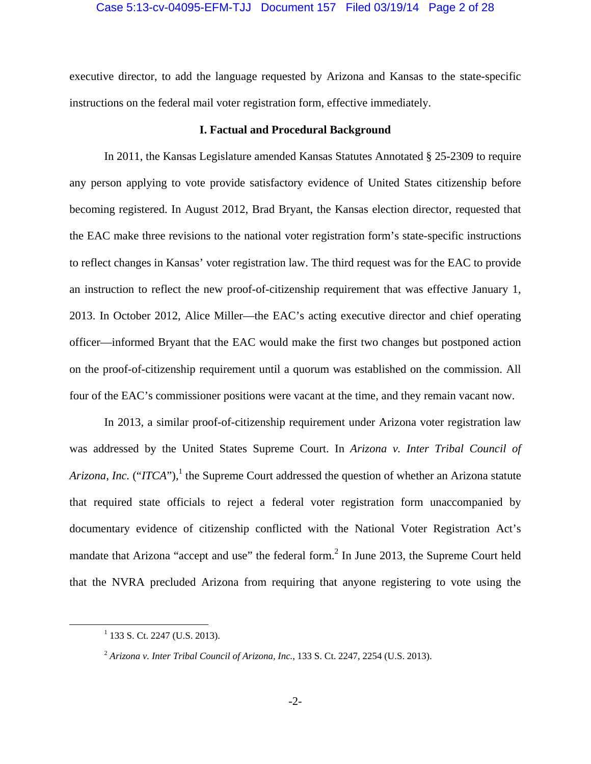executive director, to add the language requested by Arizona and Kansas to the state-specific instructions on the federal mail voter registration form, effective immediately.

## I. Factual and Procedural Background

In 2011, the Kansas Legislature amended Kansas Statutes Annotated § 25-2309 to require any person applying to vote provide satisfactory evidence of United States citizenship before becoming registered. In August 2012, Brad Bryant, the Kansas election director, requested that the EAC make three revisions to the national voter registration form's state-specific instructions to reflect changes in Kansas' voter registration law. The third request was for the EAC to provide an instruction to reflect the new proof-of-citizenship requirement that was effective January 1, 2013. In October 2012, Alice Miller—the EAC's acting executive director and chief operating officer—informed Bryant that the EAC would make the first two changes but postponed action on the proof-of-citizenship requirement until a quorum was established on the commission. All four of the EAC's commissioner positions were vacant at the time, and they remain vacant now.

In 2013, a similar proof-of-citizenship requirement under Arizona voter registration law was addressed by the United States Supreme Court. In *Arizona v. Inter Tribal Council of Arizona, Inc.* ("*ITCA*"),[1] the Supreme Court addressed the question of whether an Arizona statute that required state officials to reject a federal voter registration form unaccompanied by documentary evidence of citizenship conflicted with the National Voter Registration Act's mandate that Arizona "accept and use" the federal form.[2] In June 2013, the Supreme Court held that the NVRA precluded Arizona from requiring that anyone registering to vote using the

---

[1] 133 S. Ct. 2247 (U.S. 2013).

[2] *Arizona v. Inter Tribal Council of Arizona, Inc.*, 133 S. Ct. 2247, 2254 (U.S. 2013).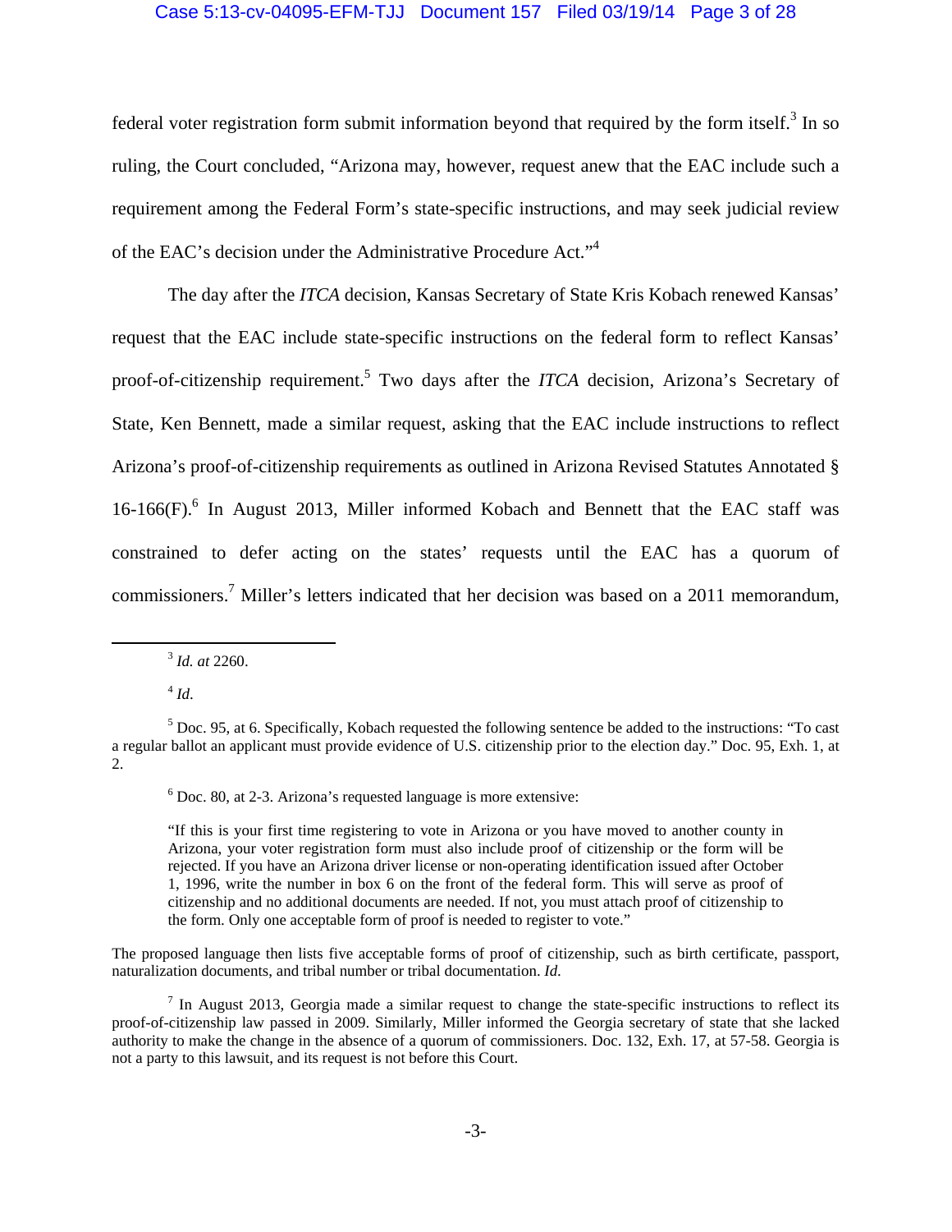federal voter registration form submit information beyond that required by the form itself.[3] In so ruling, the Court concluded, "Arizona may, however, request anew that the EAC include such a requirement among the Federal Form's state-specific instructions, and may seek judicial review of the EAC's decision under the Administrative Procedure Act."[4]

The day after the *ITCA* decision, Kansas Secretary of State Kris Kobach renewed Kansas' request that the EAC include state-specific instructions on the federal form to reflect Kansas' proof-of-citizenship requirement.[5] Two days after the *ITCA* decision, Arizona's Secretary of State, Ken Bennett, made a similar request, asking that the EAC include instructions to reflect Arizona's proof-of-citizenship requirements as outlined in Arizona Revised Statutes Annotated § 16-166(F).[6] In August 2013, Miller informed Kobach and Bennett that the EAC staff was constrained to defer acting on the states' requests until the EAC has a quorum of commissioners.[7] Miller's letters indicated that her decision was based on a 2011 memorandum,

---

[3] *Id. at* 2260.

[4] *Id*.

[5] Doc. 95, at 6. Specifically, Kobach requested the following sentence be added to the instructions: "To cast a regular ballot an applicant must provide evidence of U.S. citizenship prior to the election day." Doc. 95, Exh. 1, at 2.

[6] Doc. 80, at 2-3. Arizona's requested language is more extensive:

> "If this is your first time registering to vote in Arizona or you have moved to another county in Arizona, your voter registration form must also include proof of citizenship or the form will be rejected. If you have an Arizona driver license or non-operating identification issued after October 1, 1996, write the number in box 6 on the front of the federal form. This will serve as proof of citizenship and no additional documents are needed. If not, you must attach proof of citizenship to the form. Only one acceptable form of proof is needed to register to vote."

The proposed language then lists five acceptable forms of proof of citizenship, such as birth certificate, passport, naturalization documents, and tribal number or tribal documentation. *Id.*

[7] In August 2013, Georgia made a similar request to change the state-specific instructions to reflect its proof-of-citizenship law passed in 2009. Similarly, Miller informed the Georgia secretary of state that she lacked authority to make the change in the absence of a quorum of commissioners. Doc. 132, Exh. 17, at 57-58. Georgia is not a party to this lawsuit, and its request is not before this Court.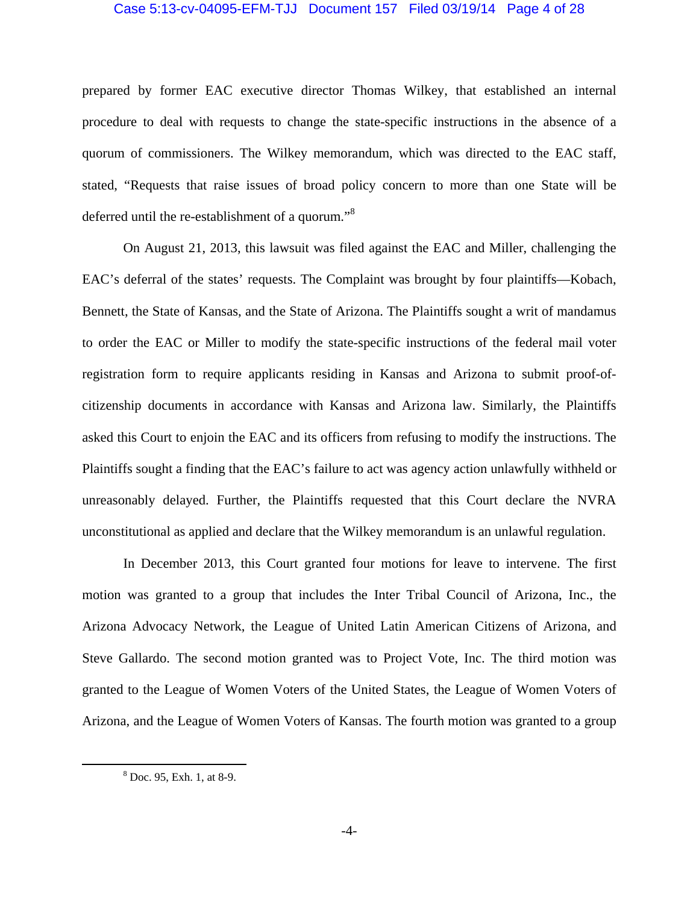prepared by former EAC executive director Thomas Wilkey, that established an internal procedure to deal with requests to change the state-specific instructions in the absence of a quorum of commissioners. The Wilkey memorandum, which was directed to the EAC staff, stated, "Requests that raise issues of broad policy concern to more than one State will be deferred until the re-establishment of a quorum."[8]

On August 21, 2013, this lawsuit was filed against the EAC and Miller, challenging the EAC's deferral of the states' requests. The Complaint was brought by four plaintiffs—Kobach, Bennett, the State of Kansas, and the State of Arizona. The Plaintiffs sought a writ of mandamus to order the EAC or Miller to modify the state-specific instructions of the federal mail voter registration form to require applicants residing in Kansas and Arizona to submit proof-of-citizenship documents in accordance with Kansas and Arizona law. Similarly, the Plaintiffs asked this Court to enjoin the EAC and its officers from refusing to modify the instructions. The Plaintiffs sought a finding that the EAC's failure to act was agency action unlawfully withheld or unreasonably delayed. Further, the Plaintiffs requested that this Court declare the NVRA unconstitutional as applied and declare that the Wilkey memorandum is an unlawful regulation.

In December 2013, this Court granted four motions for leave to intervene. The first motion was granted to a group that includes the Inter Tribal Council of Arizona, Inc., the Arizona Advocacy Network, the League of United Latin American Citizens of Arizona, and Steve Gallardo. The second motion granted was to Project Vote, Inc. The third motion was granted to the League of Women Voters of the United States, the League of Women Voters of Arizona, and the League of Women Voters of Kansas. The fourth motion was granted to a group

[8] Doc. 95, Exh. 1, at 8-9.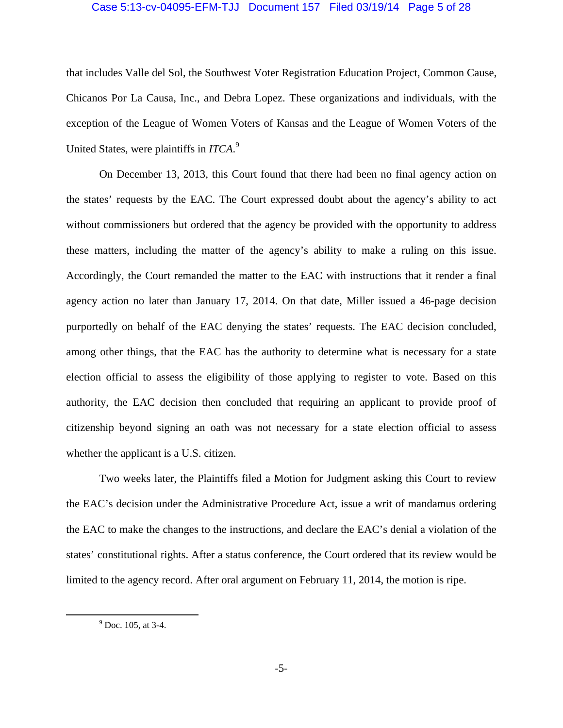that includes Valle del Sol, the Southwest Voter Registration Education Project, Common Cause, Chicanos Por La Causa, Inc., and Debra Lopez. These organizations and individuals, with the exception of the League of Women Voters of Kansas and the League of Women Voters of the United States, were plaintiffs in *ITCA*.[9]

On December 13, 2013, this Court found that there had been no final agency action on the states' requests by the EAC. The Court expressed doubt about the agency's ability to act without commissioners but ordered that the agency be provided with the opportunity to address these matters, including the matter of the agency's ability to make a ruling on this issue. Accordingly, the Court remanded the matter to the EAC with instructions that it render a final agency action no later than January 17, 2014. On that date, Miller issued a 46-page decision purportedly on behalf of the EAC denying the states' requests. The EAC decision concluded, among other things, that the EAC has the authority to determine what is necessary for a state election official to assess the eligibility of those applying to register to vote. Based on this authority, the EAC decision then concluded that requiring an applicant to provide proof of citizenship beyond signing an oath was not necessary for a state election official to assess whether the applicant is a U.S. citizen.

Two weeks later, the Plaintiffs filed a Motion for Judgment asking this Court to review the EAC's decision under the Administrative Procedure Act, issue a writ of mandamus ordering the EAC to make the changes to the instructions, and declare the EAC's denial a violation of the states' constitutional rights. After a status conference, the Court ordered that its review would be limited to the agency record. After oral argument on February 11, 2014, the motion is ripe.

---

[9] Doc. 105, at 3-4.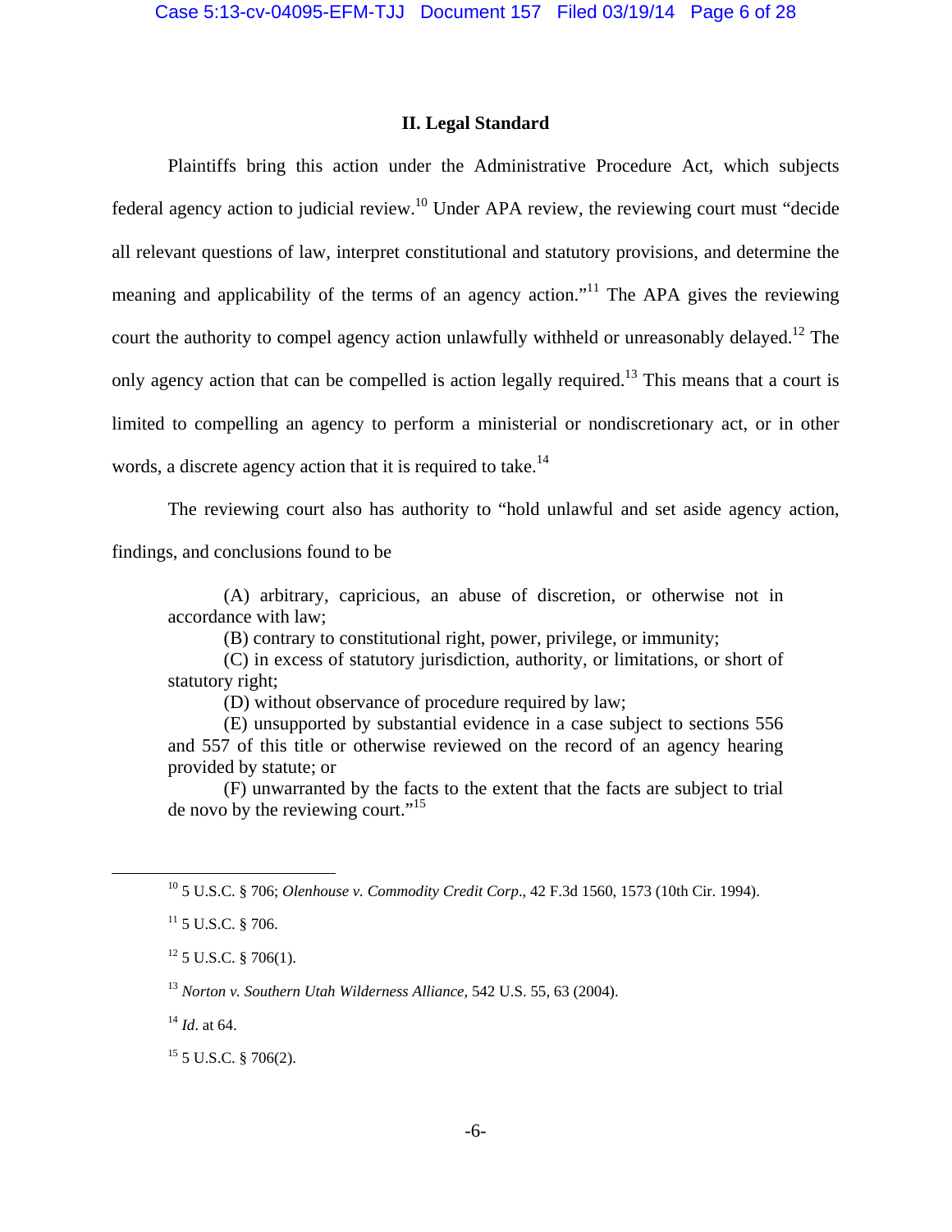## II. Legal Standard

Plaintiffs bring this action under the Administrative Procedure Act, which subjects federal agency action to judicial review.[10] Under APA review, the reviewing court must "decide all relevant questions of law, interpret constitutional and statutory provisions, and determine the meaning and applicability of the terms of an agency action."[11] The APA gives the reviewing court the authority to compel agency action unlawfully withheld or unreasonably delayed.[12] The only agency action that can be compelled is action legally required.[13] This means that a court is limited to compelling an agency to perform a ministerial or nondiscretionary act, or in other words, a discrete agency action that it is required to take.[14]

The reviewing court also has authority to "hold unlawful and set aside agency action, findings, and conclusions found to be

> (A) arbitrary, capricious, an abuse of discretion, or otherwise not in accordance with law;
>
> (B) contrary to constitutional right, power, privilege, or immunity;
>
> (C) in excess of statutory jurisdiction, authority, or limitations, or short of statutory right;
>
> (D) without observance of procedure required by law;
>
> (E) unsupported by substantial evidence in a case subject to sections 556 and 557 of this title or otherwise reviewed on the record of an agency hearing provided by statute; or
>
> (F) unwarranted by the facts to the extent that the facts are subject to trial de novo by the reviewing court."[15]

---

[10] 5 U.S.C. § 706; *Olenhouse v. Commodity Credit Corp*., 42 F.3d 1560, 1573 (10th Cir. 1994).

[11] 5 U.S.C. § 706.

[12] 5 U.S.C. § 706(1).

[13] *Norton v. Southern Utah Wilderness Alliance*, 542 U.S. 55, 63 (2004).

[14] *Id*. at 64.

[15] 5 U.S.C. § 706(2).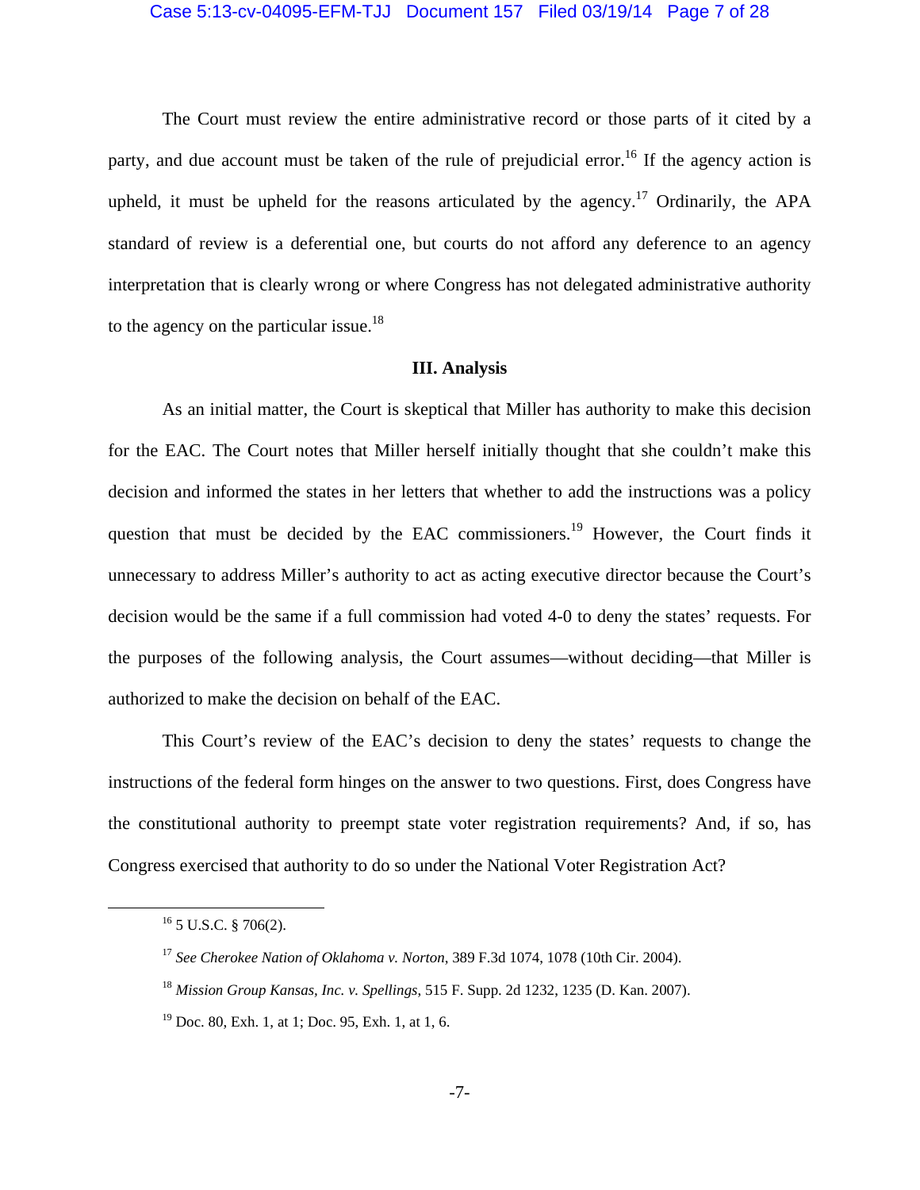The Court must review the entire administrative record or those parts of it cited by a party, and due account must be taken of the rule of prejudicial error.[16] If the agency action is upheld, it must be upheld for the reasons articulated by the agency.[17] Ordinarily, the APA standard of review is a deferential one, but courts do not afford any deference to an agency interpretation that is clearly wrong or where Congress has not delegated administrative authority to the agency on the particular issue.[18]

## III. Analysis

As an initial matter, the Court is skeptical that Miller has authority to make this decision for the EAC. The Court notes that Miller herself initially thought that she couldn't make this decision and informed the states in her letters that whether to add the instructions was a policy question that must be decided by the EAC commissioners.[19] However, the Court finds it unnecessary to address Miller's authority to act as acting executive director because the Court's decision would be the same if a full commission had voted 4-0 to deny the states' requests. For the purposes of the following analysis, the Court assumes—without deciding—that Miller is authorized to make the decision on behalf of the EAC.

This Court's review of the EAC's decision to deny the states' requests to change the instructions of the federal form hinges on the answer to two questions. First, does Congress have the constitutional authority to preempt state voter registration requirements? And, if so, has Congress exercised that authority to do so under the National Voter Registration Act?

---

[16] 5 U.S.C. § 706(2).

[17] *See Cherokee Nation of Oklahoma v. Norton*, 389 F.3d 1074, 1078 (10th Cir. 2004).

[18] *Mission Group Kansas, Inc. v. Spellings*, 515 F. Supp. 2d 1232, 1235 (D. Kan. 2007).

[19] Doc. 80, Exh. 1, at 1; Doc. 95, Exh. 1, at 1, 6.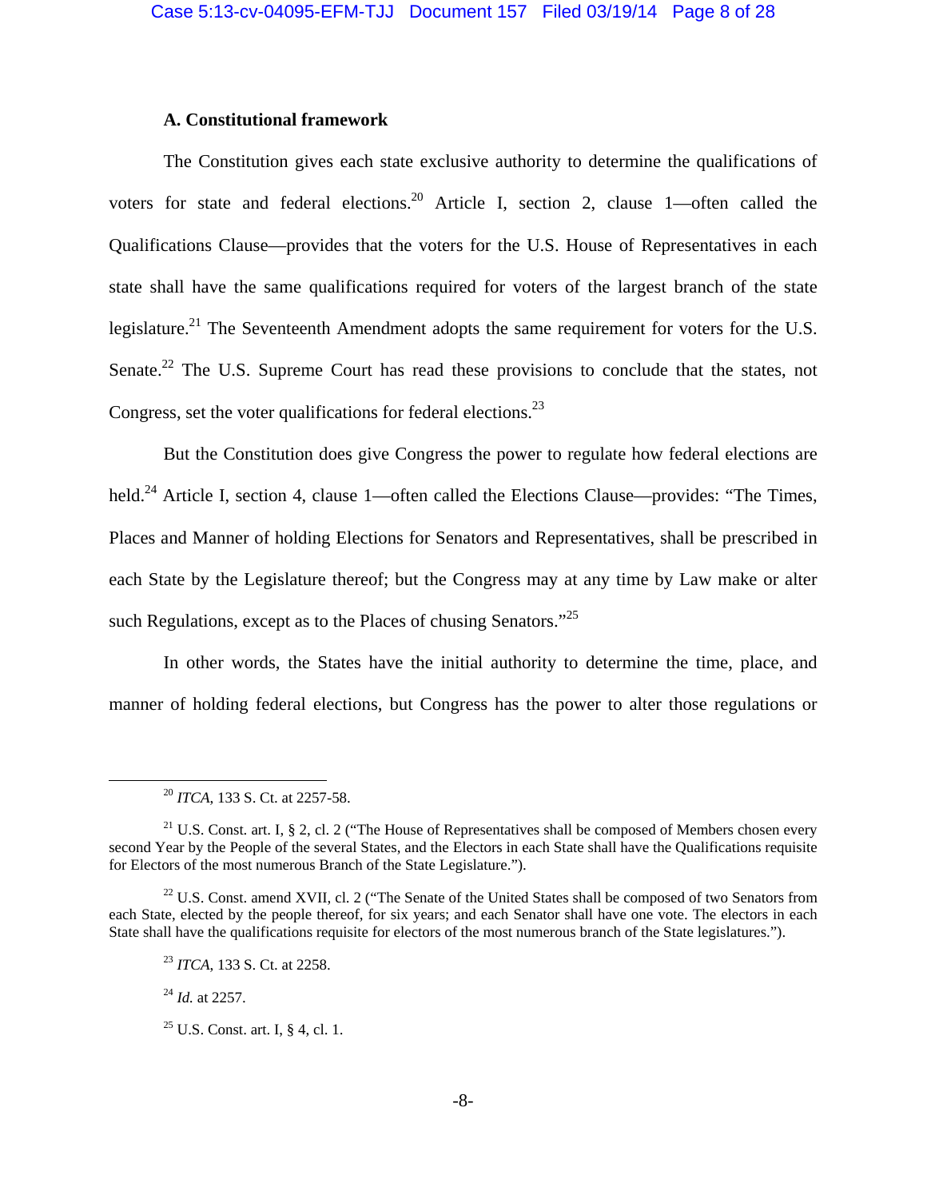### A. Constitutional framework

The Constitution gives each state exclusive authority to determine the qualifications of voters for state and federal elections.[20] Article I, section 2, clause 1—often called the Qualifications Clause—provides that the voters for the U.S. House of Representatives in each state shall have the same qualifications required for voters of the largest branch of the state legislature.[21] The Seventeenth Amendment adopts the same requirement for voters for the U.S. Senate.[22] The U.S. Supreme Court has read these provisions to conclude that the states, not Congress, set the voter qualifications for federal elections.[23]

But the Constitution does give Congress the power to regulate how federal elections are held.[24] Article I, section 4, clause 1—often called the Elections Clause—provides: "The Times, Places and Manner of holding Elections for Senators and Representatives, shall be prescribed in each State by the Legislature thereof; but the Congress may at any time by Law make or alter such Regulations, except as to the Places of chusing Senators."[25]

In other words, the States have the initial authority to determine the time, place, and manner of holding federal elections, but Congress has the power to alter those regulations or

---

[20] *ITCA*, 133 S. Ct. at 2257-58.

[21] U.S. Const. art. I, § 2, cl. 2 ("The House of Representatives shall be composed of Members chosen every second Year by the People of the several States, and the Electors in each State shall have the Qualifications requisite for Electors of the most numerous Branch of the State Legislature.").

[22] U.S. Const. amend XVII, cl. 2 ("The Senate of the United States shall be composed of two Senators from each State, elected by the people thereof, for six years; and each Senator shall have one vote. The electors in each State shall have the qualifications requisite for electors of the most numerous branch of the State legislatures.").

[23] *ITCA*, 133 S. Ct. at 2258.

[24] *Id.* at 2257.

[25] U.S. Const. art. I, § 4, cl. 1.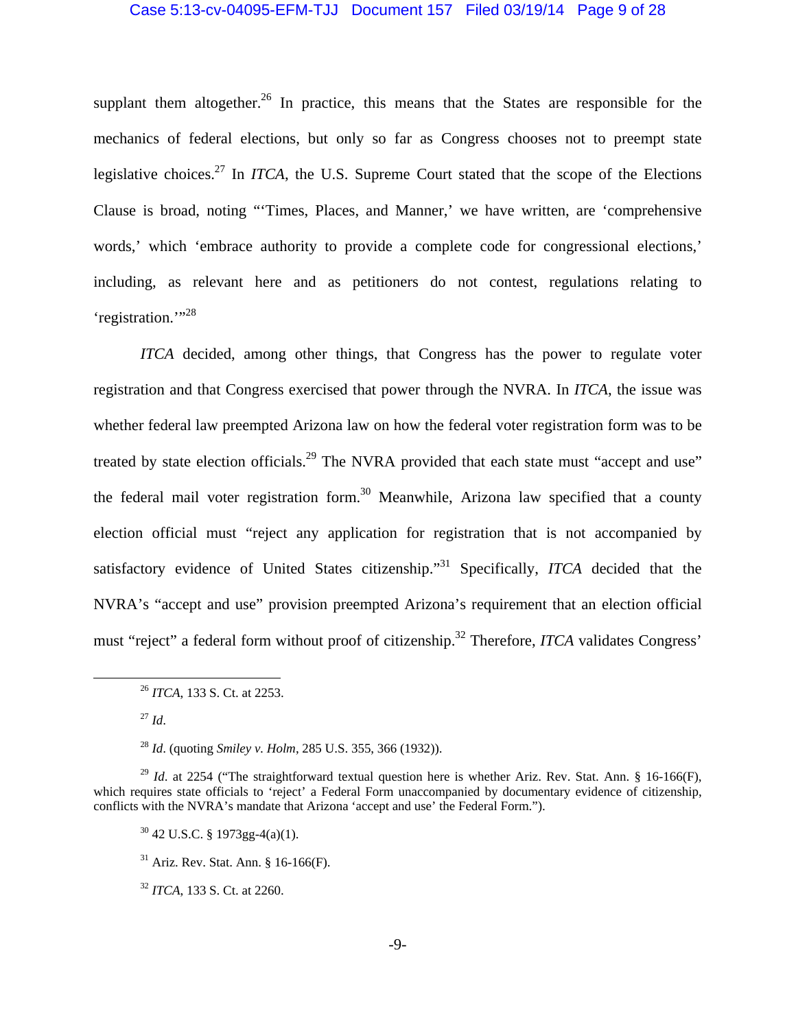supplant them altogether.[26] In practice, this means that the States are responsible for the mechanics of federal elections, but only so far as Congress chooses not to preempt state legislative choices.[27] In *ITCA*, the U.S. Supreme Court stated that the scope of the Elections Clause is broad, noting "'Times, Places, and Manner,' we have written, are 'comprehensive words,' which 'embrace authority to provide a complete code for congressional elections,' including, as relevant here and as petitioners do not contest, regulations relating to 'registration.'"[28]

*ITCA* decided, among other things, that Congress has the power to regulate voter registration and that Congress exercised that power through the NVRA. In *ITCA*, the issue was whether federal law preempted Arizona law on how the federal voter registration form was to be treated by state election officials.[29] The NVRA provided that each state must "accept and use" the federal mail voter registration form.[30] Meanwhile, Arizona law specified that a county election official must "reject any application for registration that is not accompanied by satisfactory evidence of United States citizenship."[31] Specifically, *ITCA* decided that the NVRA's "accept and use" provision preempted Arizona's requirement that an election official must "reject" a federal form without proof of citizenship.[32] Therefore, *ITCA* validates Congress'

---

[26] *ITCA*, 133 S. Ct. at 2253.

[27] *Id*.

[28] *Id*. (quoting *Smiley v. Holm*, 285 U.S. 355, 366 (1932)).

[29] *Id*. at 2254 ("The straightforward textual question here is whether Ariz. Rev. Stat. Ann. § 16-166(F), which requires state officials to 'reject' a Federal Form unaccompanied by documentary evidence of citizenship, conflicts with the NVRA's mandate that Arizona 'accept and use' the Federal Form.").

[30] 42 U.S.C. § 1973gg-4(a)(1).

[31] Ariz. Rev. Stat. Ann. § 16-166(F).

[32] *ITCA*, 133 S. Ct. at 2260.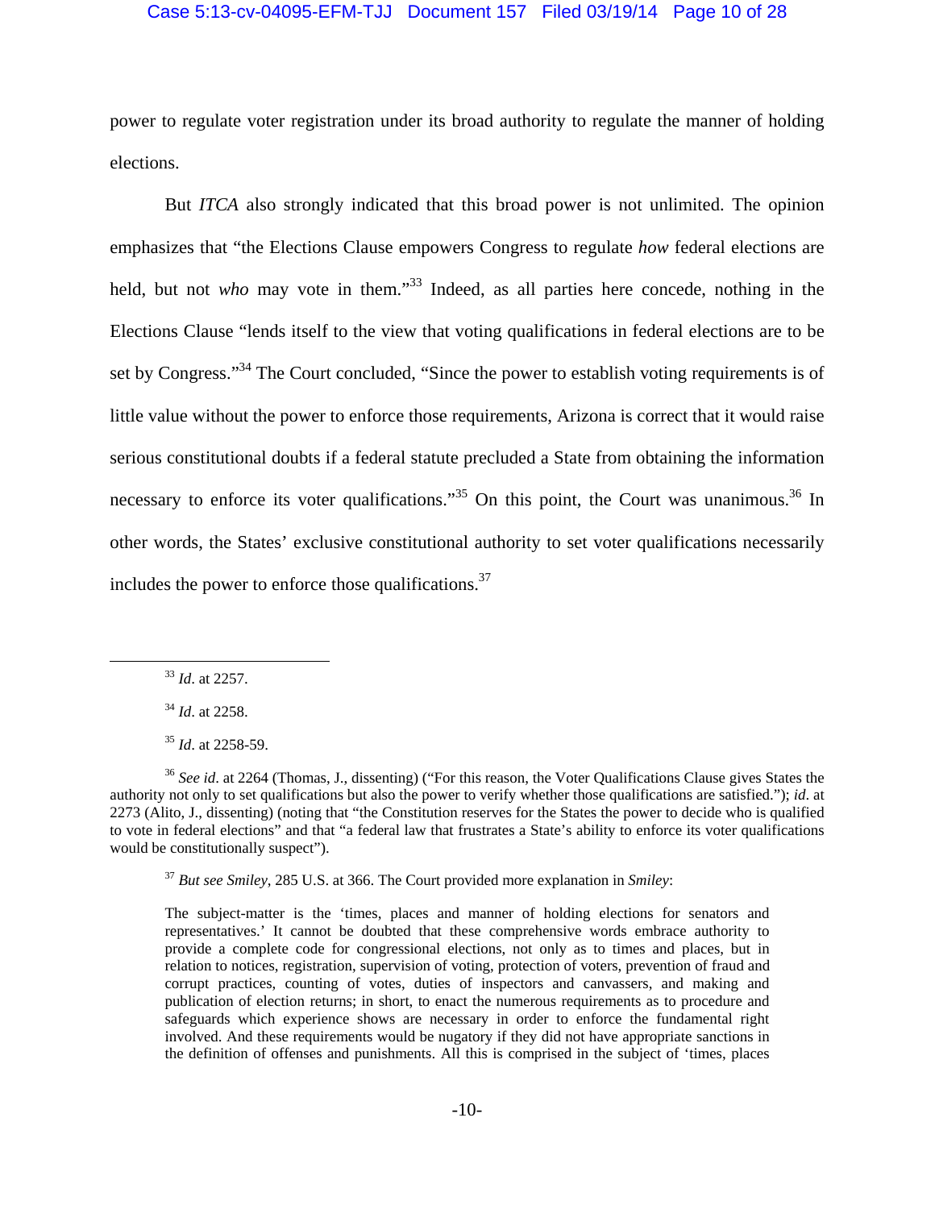power to regulate voter registration under its broad authority to regulate the manner of holding elections.

But *ITCA* also strongly indicated that this broad power is not unlimited. The opinion emphasizes that "the Elections Clause empowers Congress to regulate *how* federal elections are held, but not *who* may vote in them."[33] Indeed, as all parties here concede, nothing in the Elections Clause "lends itself to the view that voting qualifications in federal elections are to be set by Congress."[34] The Court concluded, "Since the power to establish voting requirements is of little value without the power to enforce those requirements, Arizona is correct that it would raise serious constitutional doubts if a federal statute precluded a State from obtaining the information necessary to enforce its voter qualifications."[35] On this point, the Court was unanimous.[36] In other words, the States' exclusive constitutional authority to set voter qualifications necessarily includes the power to enforce those qualifications.[37]

---

[33] *Id*. at 2257.

[34] *Id*. at 2258.

[35] *Id*. at 2258-59.

[36] *See id*. at 2264 (Thomas, J., dissenting) ("For this reason, the Voter Qualifications Clause gives States the authority not only to set qualifications but also the power to verify whether those qualifications are satisfied."); *id*. at 2273 (Alito, J., dissenting) (noting that "the Constitution reserves for the States the power to decide who is qualified to vote in federal elections" and that "a federal law that frustrates a State's ability to enforce its voter qualifications would be constitutionally suspect").

[37] *But see Smiley*, 285 U.S. at 366. The Court provided more explanation in *Smiley*:

> The subject-matter is the 'times, places and manner of holding elections for senators and representatives.' It cannot be doubted that these comprehensive words embrace authority to provide a complete code for congressional elections, not only as to times and places, but in relation to notices, registration, supervision of voting, protection of voters, prevention of fraud and corrupt practices, counting of votes, duties of inspectors and canvassers, and making and publication of election returns; in short, to enact the numerous requirements as to procedure and safeguards which experience shows are necessary in order to enforce the fundamental right involved. And these requirements would be nugatory if they did not have appropriate sanctions in the definition of offenses and punishments. All this is comprised in the subject of 'times, places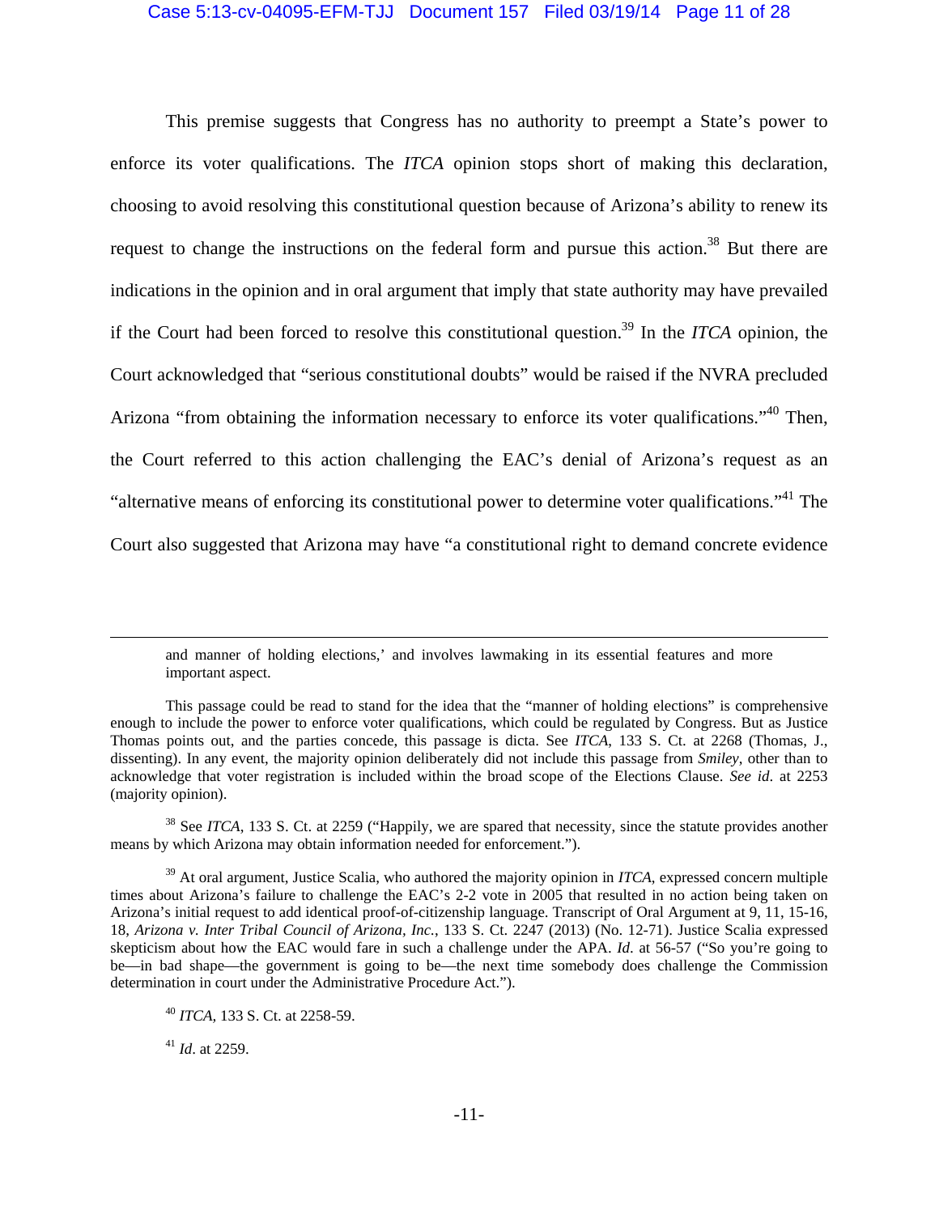This premise suggests that Congress has no authority to preempt a State's power to enforce its voter qualifications. The *ITCA* opinion stops short of making this declaration, choosing to avoid resolving this constitutional question because of Arizona's ability to renew its request to change the instructions on the federal form and pursue this action.[38] But there are indications in the opinion and in oral argument that imply that state authority may have prevailed if the Court had been forced to resolve this constitutional question.[39] In the *ITCA* opinion, the Court acknowledged that "serious constitutional doubts" would be raised if the NVRA precluded Arizona "from obtaining the information necessary to enforce its voter qualifications."[40] Then, the Court referred to this action challenging the EAC's denial of Arizona's request as an "alternative means of enforcing its constitutional power to determine voter qualifications."[41] The Court also suggested that Arizona may have "a constitutional right to demand concrete evidence

---

> and manner of holding elections,' and involves lawmaking in its essential features and more important aspect.

This passage could be read to stand for the idea that the "manner of holding elections" is comprehensive enough to include the power to enforce voter qualifications, which could be regulated by Congress. But as Justice Thomas points out, and the parties concede, this passage is dicta. See *ITCA*, 133 S. Ct. at 2268 (Thomas, J., dissenting). In any event, the majority opinion deliberately did not include this passage from *Smiley*, other than to acknowledge that voter registration is included within the broad scope of the Elections Clause. *See id*. at 2253 (majority opinion).

[38] See *ITCA*, 133 S. Ct. at 2259 ("Happily, we are spared that necessity, since the statute provides another means by which Arizona may obtain information needed for enforcement.").

[39] At oral argument, Justice Scalia, who authored the majority opinion in *ITCA*, expressed concern multiple times about Arizona's failure to challenge the EAC's 2-2 vote in 2005 that resulted in no action being taken on Arizona's initial request to add identical proof-of-citizenship language. Transcript of Oral Argument at 9, 11, 15-16, 18, *Arizona v. Inter Tribal Council of Arizona, Inc.*, 133 S. Ct. 2247 (2013) (No. 12-71). Justice Scalia expressed skepticism about how the EAC would fare in such a challenge under the APA. *Id*. at 56-57 ("So you're going to be—in bad shape—the government is going to be—the next time somebody does challenge the Commission determination in court under the Administrative Procedure Act.").

[40] *ITCA*, 133 S. Ct. at 2258-59.

[41] *Id*. at 2259.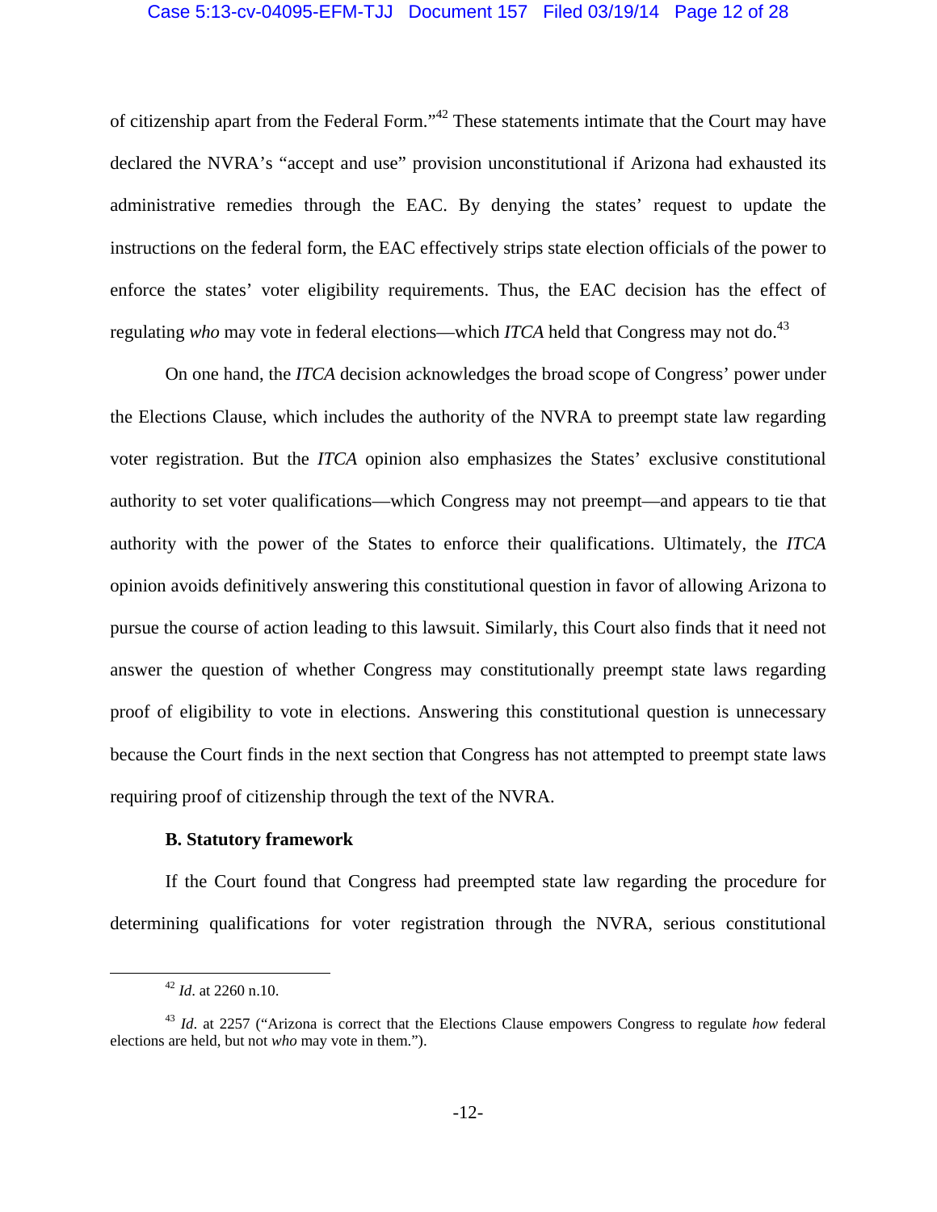of citizenship apart from the Federal Form."[42] These statements intimate that the Court may have declared the NVRA's "accept and use" provision unconstitutional if Arizona had exhausted its administrative remedies through the EAC. By denying the states' request to update the instructions on the federal form, the EAC effectively strips state election officials of the power to enforce the states' voter eligibility requirements. Thus, the EAC decision has the effect of regulating *who* may vote in federal elections—which *ITCA* held that Congress may not do.[43]

On one hand, the *ITCA* decision acknowledges the broad scope of Congress' power under the Elections Clause, which includes the authority of the NVRA to preempt state law regarding voter registration. But the *ITCA* opinion also emphasizes the States' exclusive constitutional authority to set voter qualifications—which Congress may not preempt—and appears to tie that authority with the power of the States to enforce their qualifications. Ultimately, the *ITCA* opinion avoids definitively answering this constitutional question in favor of allowing Arizona to pursue the course of action leading to this lawsuit. Similarly, this Court also finds that it need not answer the question of whether Congress may constitutionally preempt state laws regarding proof of eligibility to vote in elections. Answering this constitutional question is unnecessary because the Court finds in the next section that Congress has not attempted to preempt state laws requiring proof of citizenship through the text of the NVRA.

**B. Statutory framework**

If the Court found that Congress had preempted state law regarding the procedure for determining qualifications for voter registration through the NVRA, serious constitutional

---

[42] *Id*. at 2260 n.10.

[43] *Id*. at 2257 ("Arizona is correct that the Elections Clause empowers Congress to regulate *how* federal elections are held, but not *who* may vote in them.").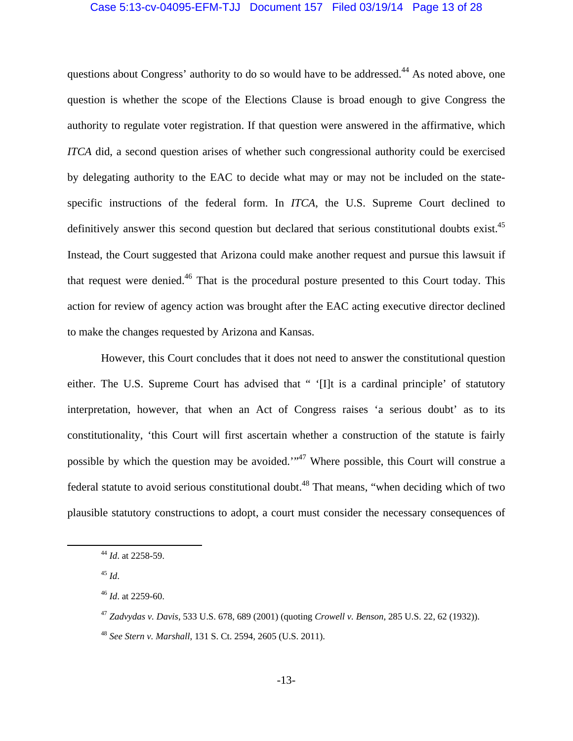questions about Congress' authority to do so would have to be addressed.[44] As noted above, one question is whether the scope of the Elections Clause is broad enough to give Congress the authority to regulate voter registration. If that question were answered in the affirmative, which *ITCA* did, a second question arises of whether such congressional authority could be exercised by delegating authority to the EAC to decide what may or may not be included on the state-specific instructions of the federal form. In *ITCA*, the U.S. Supreme Court declined to definitively answer this second question but declared that serious constitutional doubts exist.[45] Instead, the Court suggested that Arizona could make another request and pursue this lawsuit if that request were denied.[46] That is the procedural posture presented to this Court today. This action for review of agency action was brought after the EAC acting executive director declined to make the changes requested by Arizona and Kansas.

However, this Court concludes that it does not need to answer the constitutional question either. The U.S. Supreme Court has advised that " '[I]t is a cardinal principle' of statutory interpretation, however, that when an Act of Congress raises 'a serious doubt' as to its constitutionality, 'this Court will first ascertain whether a construction of the statute is fairly possible by which the question may be avoided.' "[47] Where possible, this Court will construe a federal statute to avoid serious constitutional doubt.[48] That means, "when deciding which of two plausible statutory constructions to adopt, a court must consider the necessary consequences of

---

[44] *Id*. at 2258-59.

[45] *Id*.

[46] *Id*. at 2259-60.

[47] *Zadvydas v. Davis*, 533 U.S. 678, 689 (2001) (quoting *Crowell v. Benson*, 285 U.S. 22, 62 (1932)).

[48] *See Stern v. Marshall*, 131 S. Ct. 2594, 2605 (U.S. 2011).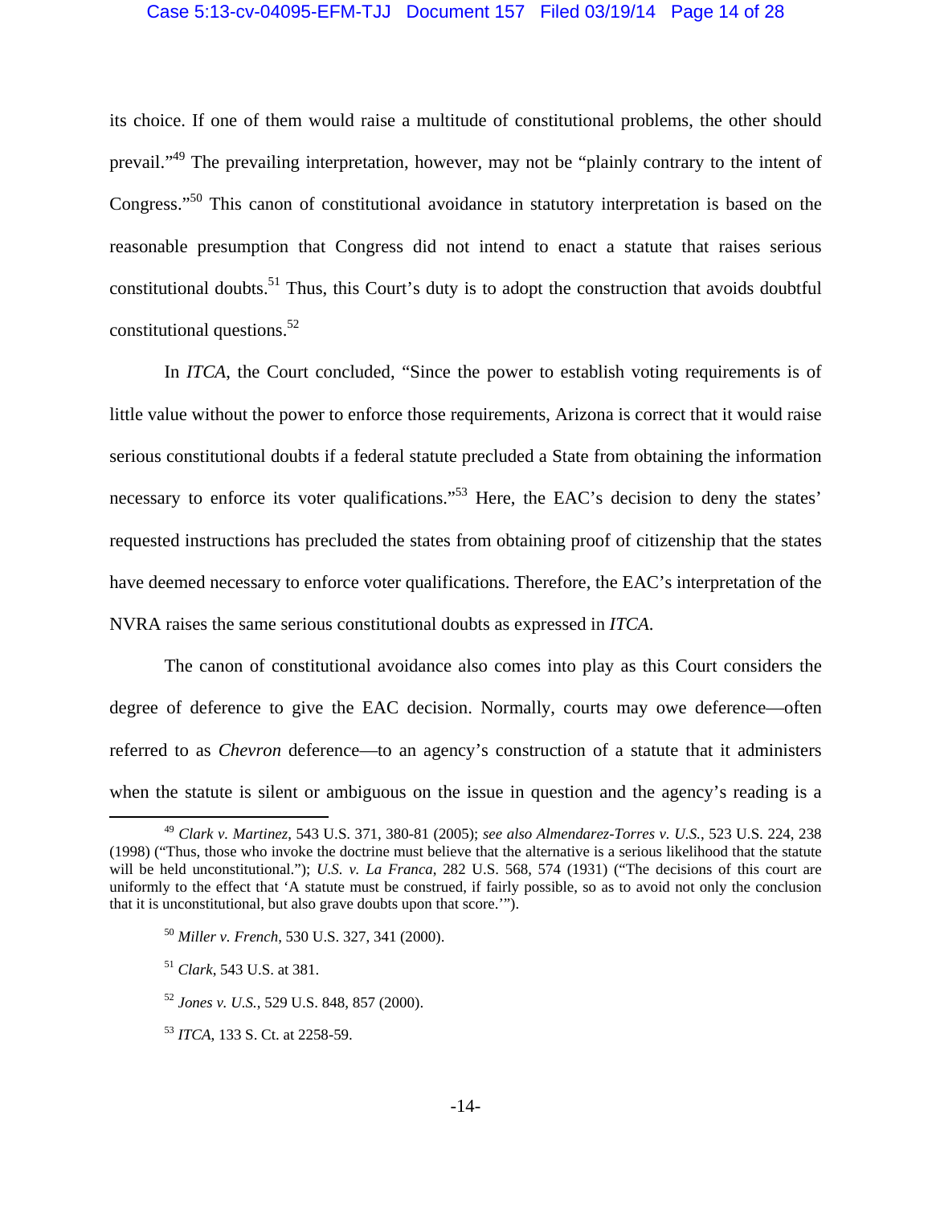its choice. If one of them would raise a multitude of constitutional problems, the other should prevail."[49] The prevailing interpretation, however, may not be "plainly contrary to the intent of Congress."[50] This canon of constitutional avoidance in statutory interpretation is based on the reasonable presumption that Congress did not intend to enact a statute that raises serious constitutional doubts.[51] Thus, this Court's duty is to adopt the construction that avoids doubtful constitutional questions.[52]

In *ITCA*, the Court concluded, "Since the power to establish voting requirements is of little value without the power to enforce those requirements, Arizona is correct that it would raise serious constitutional doubts if a federal statute precluded a State from obtaining the information necessary to enforce its voter qualifications."[53] Here, the EAC's decision to deny the states' requested instructions has precluded the states from obtaining proof of citizenship that the states have deemed necessary to enforce voter qualifications. Therefore, the EAC's interpretation of the NVRA raises the same serious constitutional doubts as expressed in *ITCA*.

The canon of constitutional avoidance also comes into play as this Court considers the degree of deference to give the EAC decision. Normally, courts may owe deference—often referred to as *Chevron* deference—to an agency's construction of a statute that it administers when the statute is silent or ambiguous on the issue in question and the agency's reading is a

---

[49] *Clark v. Martinez*, 543 U.S. 371, 380-81 (2005); *see also Almendarez-Torres v. U.S.*, 523 U.S. 224, 238 (1998) ("Thus, those who invoke the doctrine must believe that the alternative is a serious likelihood that the statute will be held unconstitutional."); *U.S. v. La Franca*, 282 U.S. 568, 574 (1931) ("The decisions of this court are uniformly to the effect that 'A statute must be construed, if fairly possible, so as to avoid not only the conclusion that it is unconstitutional, but also grave doubts upon that score.'").

[50] *Miller v. French*, 530 U.S. 327, 341 (2000).

[51] *Clark*, 543 U.S. at 381.

[52] *Jones v. U.S.*, 529 U.S. 848, 857 (2000).

[53] *ITCA*, 133 S. Ct. at 2258-59.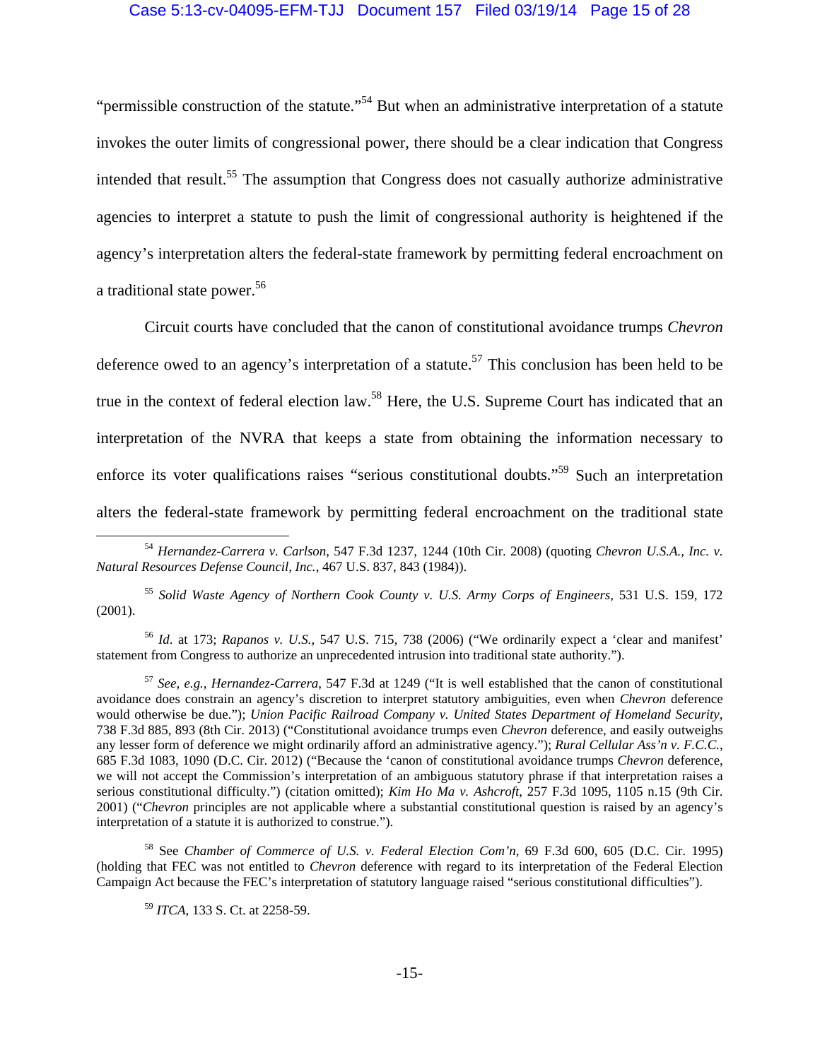"permissible construction of the statute."[54] But when an administrative interpretation of a statute invokes the outer limits of congressional power, there should be a clear indication that Congress intended that result.[55] The assumption that Congress does not casually authorize administrative agencies to interpret a statute to push the limit of congressional authority is heightened if the agency's interpretation alters the federal-state framework by permitting federal encroachment on a traditional state power.[56]

Circuit courts have concluded that the canon of constitutional avoidance trumps *Chevron* deference owed to an agency's interpretation of a statute.[57] This conclusion has been held to be true in the context of federal election law.[58] Here, the U.S. Supreme Court has indicated that an interpretation of the NVRA that keeps a state from obtaining the information necessary to enforce its voter qualifications raises "serious constitutional doubts."[59] Such an interpretation alters the federal-state framework by permitting federal encroachment on the traditional state

---

[54] *Hernandez-Carrera v. Carlson*, 547 F.3d 1237, 1244 (10th Cir. 2008) (quoting *Chevron U.S.A., Inc. v. Natural Resources Defense Council, Inc.*, 467 U.S. 837, 843 (1984)).

[55] *Solid Waste Agency of Northern Cook County v. U.S. Army Corps of Engineers*, 531 U.S. 159, 172 (2001).

[56] *Id.* at 173; *Rapanos v. U.S.*, 547 U.S. 715, 738 (2006) ("We ordinarily expect a 'clear and manifest' statement from Congress to authorize an unprecedented intrusion into traditional state authority.").

[57] *See, e.g.*, *Hernandez-Carrera*, 547 F.3d at 1249 ("It is well established that the canon of constitutional avoidance does constrain an agency's discretion to interpret statutory ambiguities, even when *Chevron* deference would otherwise be due."); *Union Pacific Railroad Company v. United States Department of Homeland Security*, 738 F.3d 885, 893 (8th Cir. 2013) ("Constitutional avoidance trumps even *Chevron* deference, and easily outweighs any lesser form of deference we might ordinarily afford an administrative agency."); *Rural Cellular Ass'n v. F.C.C.*, 685 F.3d 1083, 1090 (D.C. Cir. 2012) ("Because the 'canon of constitutional avoidance trumps *Chevron* deference, we will not accept the Commission's interpretation of an ambiguous statutory phrase if that interpretation raises a serious constitutional difficulty.") (citation omitted); *Kim Ho Ma v. Ashcroft*, 257 F.3d 1095, 1105 n.15 (9th Cir. 2001) ("*Chevron* principles are not applicable where a substantial constitutional question is raised by an agency's interpretation of a statute it is authorized to construe.").

[58] See *Chamber of Commerce of U.S. v. Federal Election Com'n*, 69 F.3d 600, 605 (D.C. Cir. 1995) (holding that FEC was not entitled to *Chevron* deference with regard to its interpretation of the Federal Election Campaign Act because the FEC's interpretation of statutory language raised "serious constitutional difficulties").

[59] *ITCA*, 133 S. Ct. at 2258-59.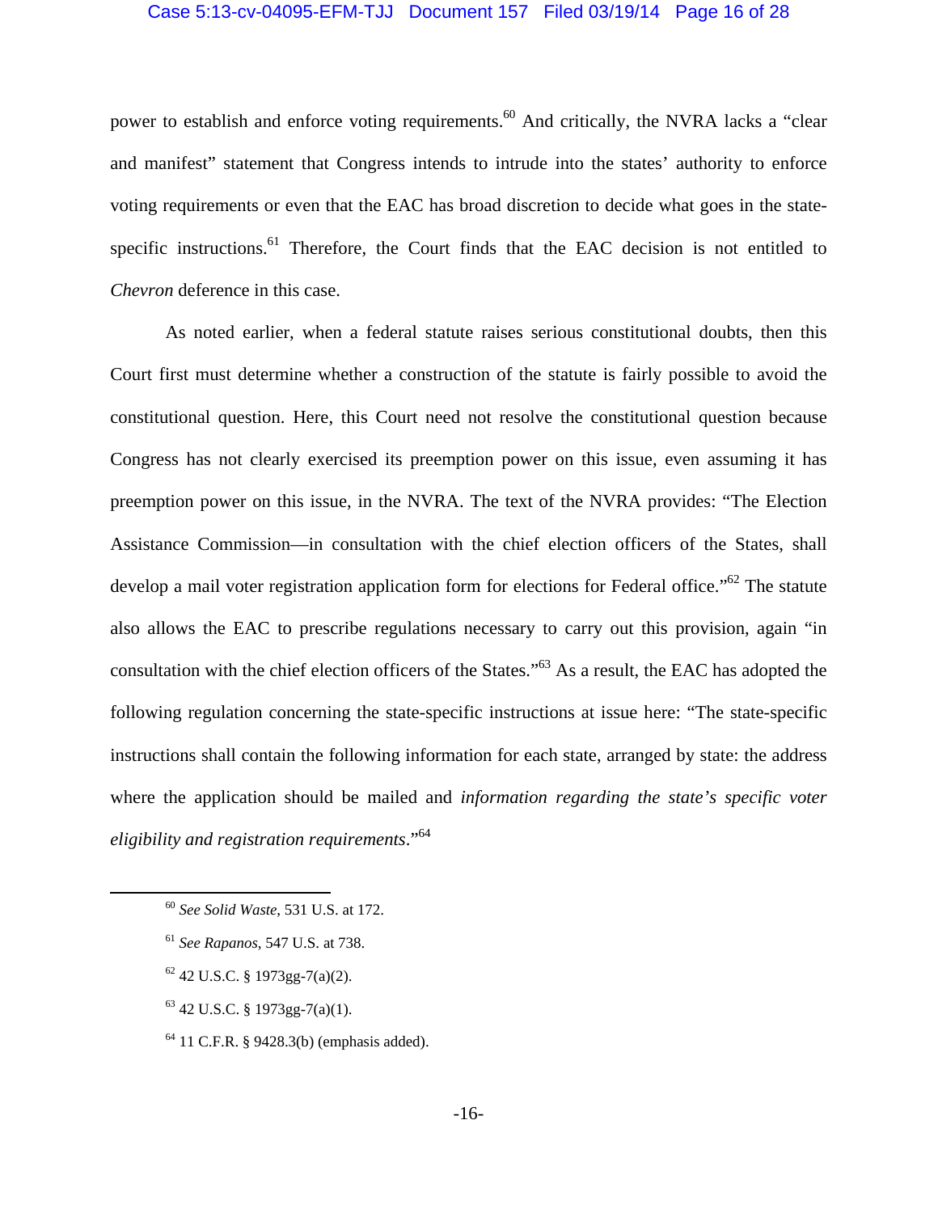power to establish and enforce voting requirements.[60] And critically, the NVRA lacks a "clear and manifest" statement that Congress intends to intrude into the states' authority to enforce voting requirements or even that the EAC has broad discretion to decide what goes in the state-specific instructions.[61] Therefore, the Court finds that the EAC decision is not entitled to *Chevron* deference in this case.

As noted earlier, when a federal statute raises serious constitutional doubts, then this Court first must determine whether a construction of the statute is fairly possible to avoid the constitutional question. Here, this Court need not resolve the constitutional question because Congress has not clearly exercised its preemption power on this issue, even assuming it has preemption power on this issue, in the NVRA. The text of the NVRA provides: "The Election Assistance Commission—in consultation with the chief election officers of the States, shall develop a mail voter registration application form for elections for Federal office."[62] The statute also allows the EAC to prescribe regulations necessary to carry out this provision, again "in consultation with the chief election officers of the States."[63] As a result, the EAC has adopted the following regulation concerning the state-specific instructions at issue here: "The state-specific instructions shall contain the following information for each state, arranged by state: the address where the application should be mailed and *information regarding the state's specific voter eligibility and registration requirements*."[64]

---

[60] *See Solid Waste*, 531 U.S. at 172.

[61] *See Rapanos*, 547 U.S. at 738.

[62] 42 U.S.C. § 1973gg-7(a)(2).

[63] 42 U.S.C. § 1973gg-7(a)(1).

[64] 11 C.F.R. § 9428.3(b) (emphasis added).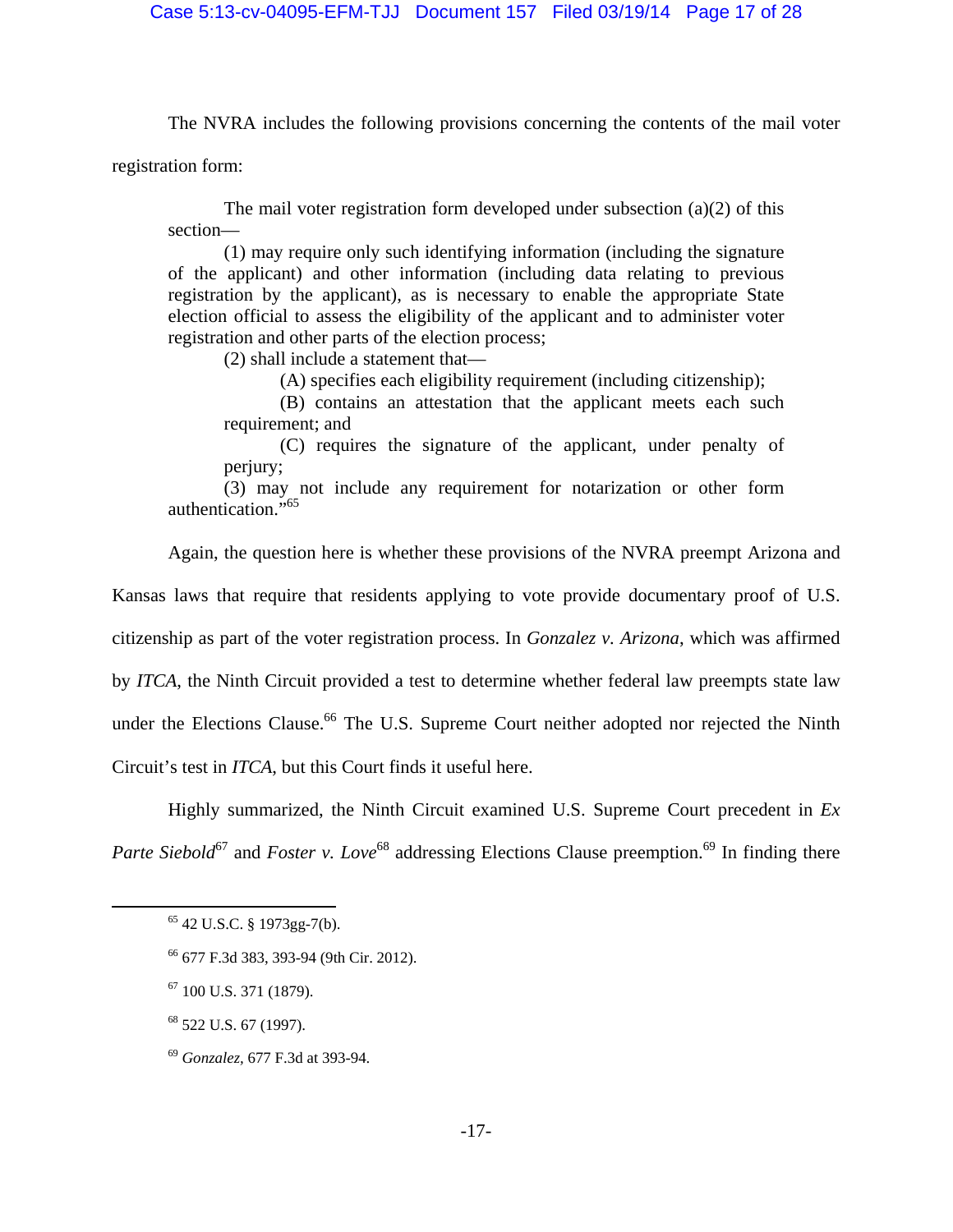The NVRA includes the following provisions concerning the contents of the mail voter registration form:

> The mail voter registration form developed under subsection (a)(2) of this section—
>
> (1) may require only such identifying information (including the signature of the applicant) and other information (including data relating to previous registration by the applicant), as is necessary to enable the appropriate State election official to assess the eligibility of the applicant and to administer voter registration and other parts of the election process;
>
> (2) shall include a statement that—
>
> (A) specifies each eligibility requirement (including citizenship);
>
> (B) contains an attestation that the applicant meets each such requirement; and
>
> (C) requires the signature of the applicant, under penalty of perjury;
>
> (3) may not include any requirement for notarization or other form authentication."[65]

Again, the question here is whether these provisions of the NVRA preempt Arizona and Kansas laws that require that residents applying to vote provide documentary proof of U.S. citizenship as part of the voter registration process. In *Gonzalez v. Arizona*, which was affirmed by *ITCA*, the Ninth Circuit provided a test to determine whether federal law preempts state law under the Elections Clause.[66] The U.S. Supreme Court neither adopted nor rejected the Ninth Circuit's test in *ITCA*, but this Court finds it useful here.

Highly summarized, the Ninth Circuit examined U.S. Supreme Court precedent in *Ex Parte Siebold*[67] and *Foster v. Love*[68] addressing Elections Clause preemption.[69] In finding there

---

[65] 42 U.S.C. § 1973gg-7(b).

[66] 677 F.3d 383, 393-94 (9th Cir. 2012).

[67] 100 U.S. 371 (1879).

[68] 522 U.S. 67 (1997).

[69] *Gonzalez*, 677 F.3d at 393-94.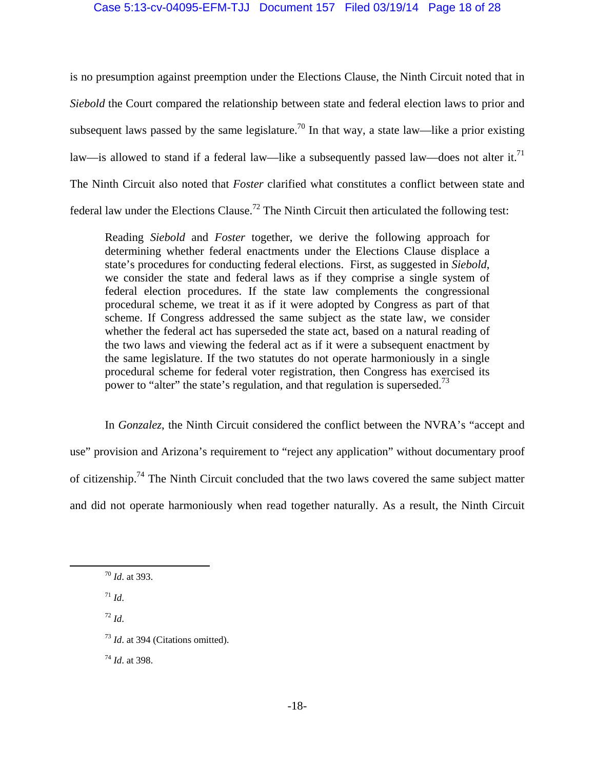is no presumption against preemption under the Elections Clause, the Ninth Circuit noted that in *Siebold* the Court compared the relationship between state and federal election laws to prior and subsequent laws passed by the same legislature.[70] In that way, a state law—like a prior existing law—is allowed to stand if a federal law—like a subsequently passed law—does not alter it.[71] The Ninth Circuit also noted that *Foster* clarified what constitutes a conflict between state and federal law under the Elections Clause.[72] The Ninth Circuit then articulated the following test:

> Reading *Siebold* and *Foster* together, we derive the following approach for determining whether federal enactments under the Elections Clause displace a state's procedures for conducting federal elections. First, as suggested in *Siebold*, we consider the state and federal laws as if they comprise a single system of federal election procedures. If the state law complements the congressional procedural scheme, we treat it as if it were adopted by Congress as part of that scheme. If Congress addressed the same subject as the state law, we consider whether the federal act has superseded the state act, based on a natural reading of the two laws and viewing the federal act as if it were a subsequent enactment by the same legislature. If the two statutes do not operate harmoniously in a single procedural scheme for federal voter registration, then Congress has exercised its power to "alter" the state's regulation, and that regulation is superseded.[73]

In *Gonzalez*, the Ninth Circuit considered the conflict between the NVRA's "accept and use" provision and Arizona's requirement to "reject any application" without documentary proof of citizenship.[74] The Ninth Circuit concluded that the two laws covered the same subject matter and did not operate harmoniously when read together naturally. As a result, the Ninth Circuit

---

[70] *Id*. at 393.

[71] *Id*.

[72] *Id*.

[73] *Id*. at 394 (Citations omitted).

[74] *Id*. at 398.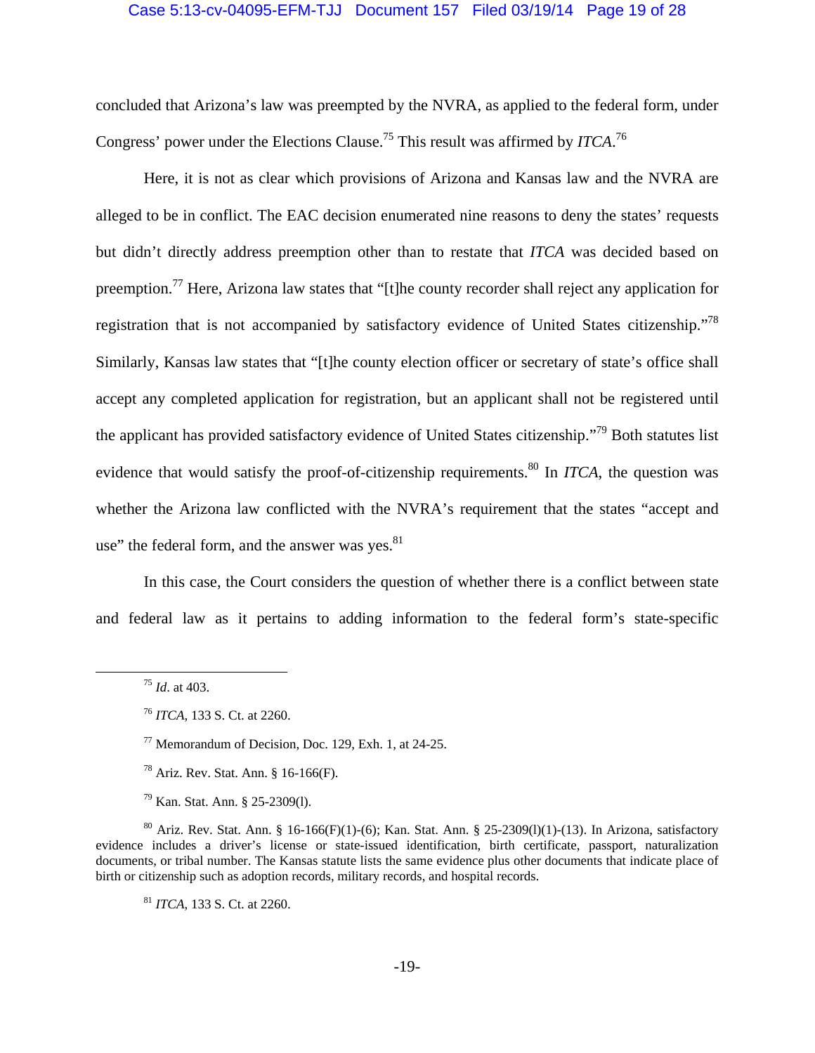concluded that Arizona's law was preempted by the NVRA, as applied to the federal form, under Congress' power under the Elections Clause.[75] This result was affirmed by *ITCA*.[76]

Here, it is not as clear which provisions of Arizona and Kansas law and the NVRA are alleged to be in conflict. The EAC decision enumerated nine reasons to deny the states' requests but didn't directly address preemption other than to restate that *ITCA* was decided based on preemption.[77] Here, Arizona law states that "[t]he county recorder shall reject any application for registration that is not accompanied by satisfactory evidence of United States citizenship."[78] Similarly, Kansas law states that "[t]he county election officer or secretary of state's office shall accept any completed application for registration, but an applicant shall not be registered until the applicant has provided satisfactory evidence of United States citizenship."[79] Both statutes list evidence that would satisfy the proof-of-citizenship requirements.[80] In *ITCA*, the question was whether the Arizona law conflicted with the NVRA's requirement that the states "accept and use" the federal form, and the answer was yes.[81]

In this case, the Court considers the question of whether there is a conflict between state and federal law as it pertains to adding information to the federal form's state-specific

---

[75] *Id*. at 403.

[76] *ITCA*, 133 S. Ct. at 2260.

[77] Memorandum of Decision, Doc. 129, Exh. 1, at 24-25.

[78] Ariz. Rev. Stat. Ann. § 16-166(F).

[79] Kan. Stat. Ann. § 25-2309(l).

[80] Ariz. Rev. Stat. Ann. § 16-166(F)(1)-(6); Kan. Stat. Ann. § 25-2309(l)(1)-(13). In Arizona, satisfactory evidence includes a driver's license or state-issued identification, birth certificate, passport, naturalization documents, or tribal number. The Kansas statute lists the same evidence plus other documents that indicate place of birth or citizenship such as adoption records, military records, and hospital records.

[81] *ITCA*, 133 S. Ct. at 2260.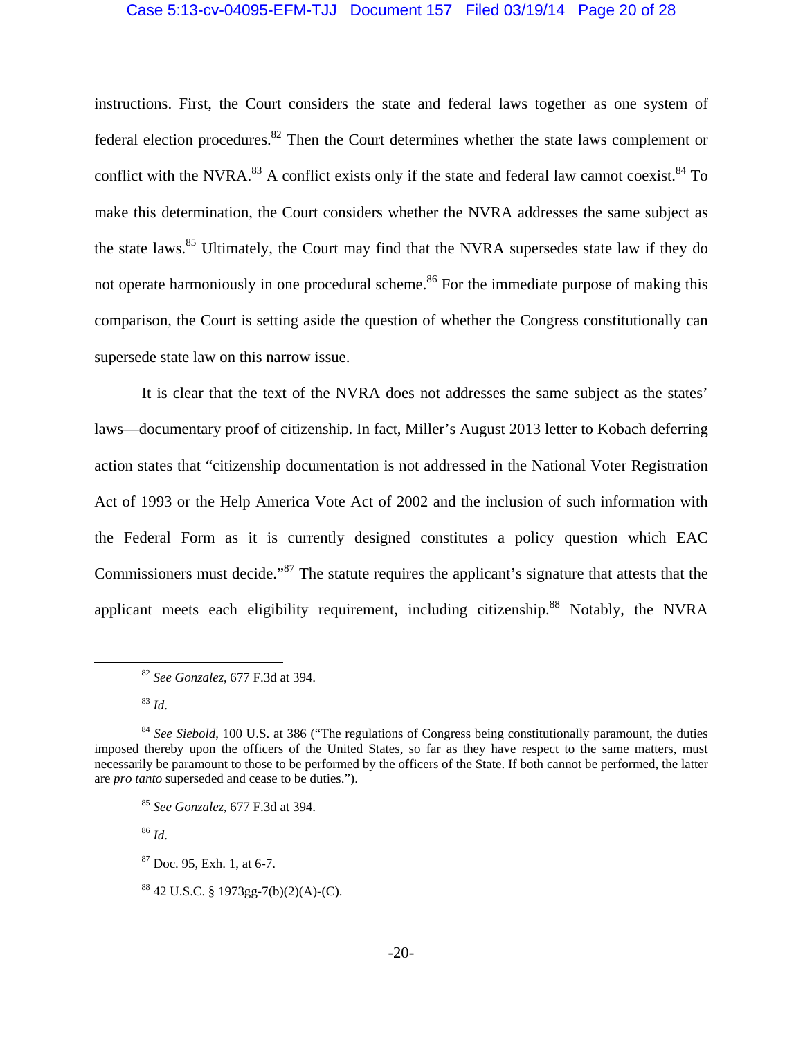instructions. First, the Court considers the state and federal laws together as one system of federal election procedures.[82] Then the Court determines whether the state laws complement or conflict with the NVRA.[83] A conflict exists only if the state and federal law cannot coexist.[84] To make this determination, the Court considers whether the NVRA addresses the same subject as the state laws.[85] Ultimately, the Court may find that the NVRA supersedes state law if they do not operate harmoniously in one procedural scheme.[86] For the immediate purpose of making this comparison, the Court is setting aside the question of whether the Congress constitutionally can supersede state law on this narrow issue.

It is clear that the text of the NVRA does not addresses the same subject as the states' laws—documentary proof of citizenship. In fact, Miller's August 2013 letter to Kobach deferring action states that "citizenship documentation is not addressed in the National Voter Registration Act of 1993 or the Help America Vote Act of 2002 and the inclusion of such information with the Federal Form as it is currently designed constitutes a policy question which EAC Commissioners must decide."[87] The statute requires the applicant's signature that attests that the applicant meets each eligibility requirement, including citizenship.[88] Notably, the NVRA

---

[82] *See Gonzalez*, 677 F.3d at 394.

[83] *Id*.

[84] *See Siebold*, 100 U.S. at 386 ("The regulations of Congress being constitutionally paramount, the duties imposed thereby upon the officers of the United States, so far as they have respect to the same matters, must necessarily be paramount to those to be performed by the officers of the State. If both cannot be performed, the latter are *pro tanto* superseded and cease to be duties.").

[85] *See Gonzalez*, 677 F.3d at 394.

[86] *Id*.

[87] Doc. 95, Exh. 1, at 6-7.

[88] 42 U.S.C. § 1973gg-7(b)(2)(A)-(C).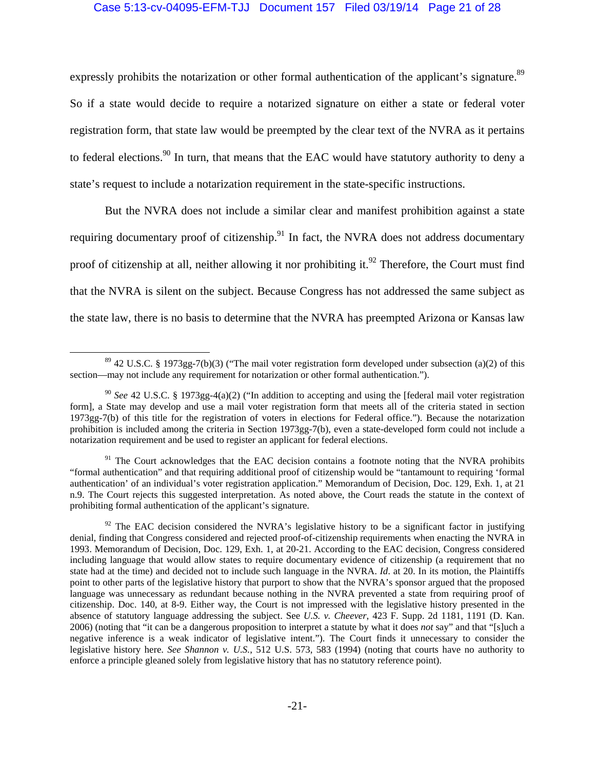expressly prohibits the notarization or other formal authentication of the applicant's signature.[89] So if a state would decide to require a notarized signature on either a state or federal voter registration form, that state law would be preempted by the clear text of the NVRA as it pertains to federal elections.[90] In turn, that means that the EAC would have statutory authority to deny a state's request to include a notarization requirement in the state-specific instructions.

But the NVRA does not include a similar clear and manifest prohibition against a state requiring documentary proof of citizenship.[91] In fact, the NVRA does not address documentary proof of citizenship at all, neither allowing it nor prohibiting it.[92] Therefore, the Court must find that the NVRA is silent on the subject. Because Congress has not addressed the same subject as the state law, there is no basis to determine that the NVRA has preempted Arizona or Kansas law

---

[89] 42 U.S.C. § 1973gg-7(b)(3) ("The mail voter registration form developed under subsection (a)(2) of this section—may not include any requirement for notarization or other formal authentication.").

[90] *See* 42 U.S.C. § 1973gg-4(a)(2) ("In addition to accepting and using the [federal mail voter registration form], a State may develop and use a mail voter registration form that meets all of the criteria stated in section 1973gg-7(b) of this title for the registration of voters in elections for Federal office."). Because the notarization prohibition is included among the criteria in Section 1973gg-7(b), even a state-developed form could not include a notarization requirement and be used to register an applicant for federal elections.

[91] The Court acknowledges that the EAC decision contains a footnote noting that the NVRA prohibits "formal authentication" and that requiring additional proof of citizenship would be "tantamount to requiring 'formal authentication' of an individual's voter registration application." Memorandum of Decision, Doc. 129, Exh. 1, at 21 n.9. The Court rejects this suggested interpretation. As noted above, the Court reads the statute in the context of prohibiting formal authentication of the applicant's signature.

[92] The EAC decision considered the NVRA's legislative history to be a significant factor in justifying denial, finding that Congress considered and rejected proof-of-citizenship requirements when enacting the NVRA in 1993. Memorandum of Decision, Doc. 129, Exh. 1, at 20-21. According to the EAC decision, Congress considered including language that would allow states to require documentary evidence of citizenship (a requirement that no state had at the time) and decided not to include such language in the NVRA. *Id.* at 20. In its motion, the Plaintiffs point to other parts of the legislative history that purport to show that the NVRA's sponsor argued that the proposed language was unnecessary as redundant because nothing in the NVRA prevented a state from requiring proof of citizenship. Doc. 140, at 8-9. Either way, the Court is not impressed with the legislative history presented in the absence of statutory language addressing the subject. See *U.S. v. Cheever*, 423 F. Supp. 2d 1181, 1191 (D. Kan. 2006) (noting that "it can be a dangerous proposition to interpret a statute by what it does *not* say" and that "[s]uch a negative inference is a weak indicator of legislative intent."). The Court finds it unnecessary to consider the legislative history here. *See Shannon v. U.S.*, 512 U.S. 573, 583 (1994) (noting that courts have no authority to enforce a principle gleaned solely from legislative history that has no statutory reference point).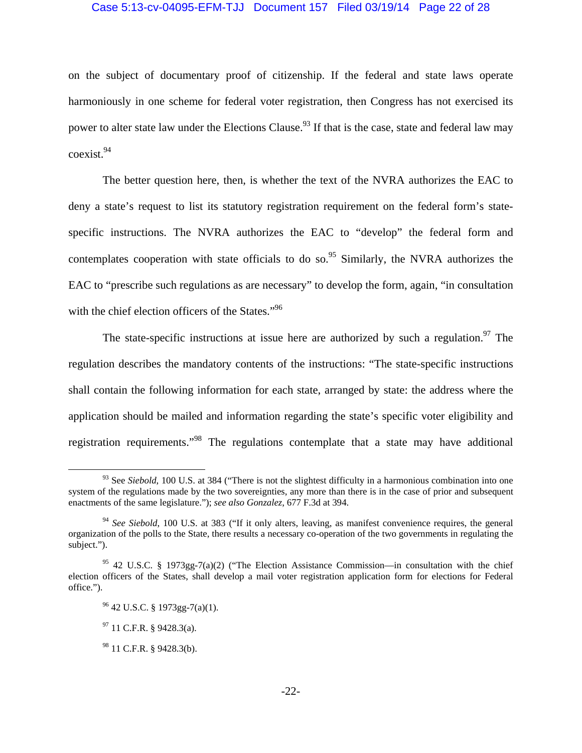on the subject of documentary proof of citizenship. If the federal and state laws operate harmoniously in one scheme for federal voter registration, then Congress has not exercised its power to alter state law under the Elections Clause.[93] If that is the case, state and federal law may coexist.[94]

The better question here, then, is whether the text of the NVRA authorizes the EAC to deny a state's request to list its statutory registration requirement on the federal form's state-specific instructions. The NVRA authorizes the EAC to "develop" the federal form and contemplates cooperation with state officials to do so.[95] Similarly, the NVRA authorizes the EAC to "prescribe such regulations as are necessary" to develop the form, again, "in consultation with the chief election officers of the States."[96]

The state-specific instructions at issue here are authorized by such a regulation.[97] The regulation describes the mandatory contents of the instructions: "The state-specific instructions shall contain the following information for each state, arranged by state: the address where the application should be mailed and information regarding the state's specific voter eligibility and registration requirements."[98] The regulations contemplate that a state may have additional

---

[93] See *Siebold*, 100 U.S. at 384 ("There is not the slightest difficulty in a harmonious combination into one system of the regulations made by the two sovereignties, any more than there is in the case of prior and subsequent enactments of the same legislature."); *see also Gonzalez*, 677 F.3d at 394.

[94] *See Siebold*, 100 U.S. at 383 ("If it only alters, leaving, as manifest convenience requires, the general organization of the polls to the State, there results a necessary co-operation of the two governments in regulating the subject.").

[95] 42 U.S.C. § 1973gg-7(a)(2) ("The Election Assistance Commission—in consultation with the chief election officers of the States, shall develop a mail voter registration application form for elections for Federal office.").

[96] 42 U.S.C. § 1973gg-7(a)(1).

[97] 11 C.F.R. § 9428.3(a).

[98] 11 C.F.R. § 9428.3(b).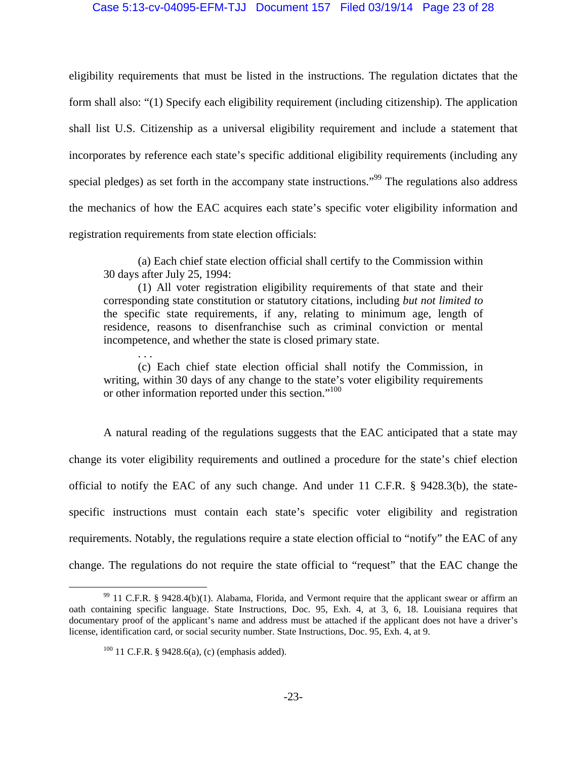eligibility requirements that must be listed in the instructions. The regulation dictates that the form shall also: "(1) Specify each eligibility requirement (including citizenship). The application shall list U.S. Citizenship as a universal eligibility requirement and include a statement that incorporates by reference each state's specific additional eligibility requirements (including any special pledges) as set forth in the accompany state instructions."[99] The regulations also address the mechanics of how the EAC acquires each state's specific voter eligibility information and registration requirements from state election officials:

> (a) Each chief state election official shall certify to the Commission within 30 days after July 25, 1994:
>
> (1) All voter registration eligibility requirements of that state and their corresponding state constitution or statutory citations, including *but not limited to* the specific state requirements, if any, relating to minimum age, length of residence, reasons to disenfranchise such as criminal conviction or mental incompetence, and whether the state is closed primary state.
>
> . . .
>
> (c) Each chief state election official shall notify the Commission, in writing, within 30 days of any change to the state's voter eligibility requirements or other information reported under this section."[100]

A natural reading of the regulations suggests that the EAC anticipated that a state may change its voter eligibility requirements and outlined a procedure for the state's chief election official to notify the EAC of any such change. And under 11 C.F.R. § 9428.3(b), the state-specific instructions must contain each state's specific voter eligibility and registration requirements. Notably, the regulations require a state election official to "notify" the EAC of any change. The regulations do not require the state official to "request" that the EAC change the

---

[99] 11 C.F.R. § 9428.4(b)(1). Alabama, Florida, and Vermont require that the applicant swear or affirm an oath containing specific language. State Instructions, Doc. 95, Exh. 4, at 3, 6, 18. Louisiana requires that documentary proof of the applicant's name and address must be attached if the applicant does not have a driver's license, identification card, or social security number. State Instructions, Doc. 95, Exh. 4, at 9.

[100] 11 C.F.R. § 9428.6(a), (c) (emphasis added).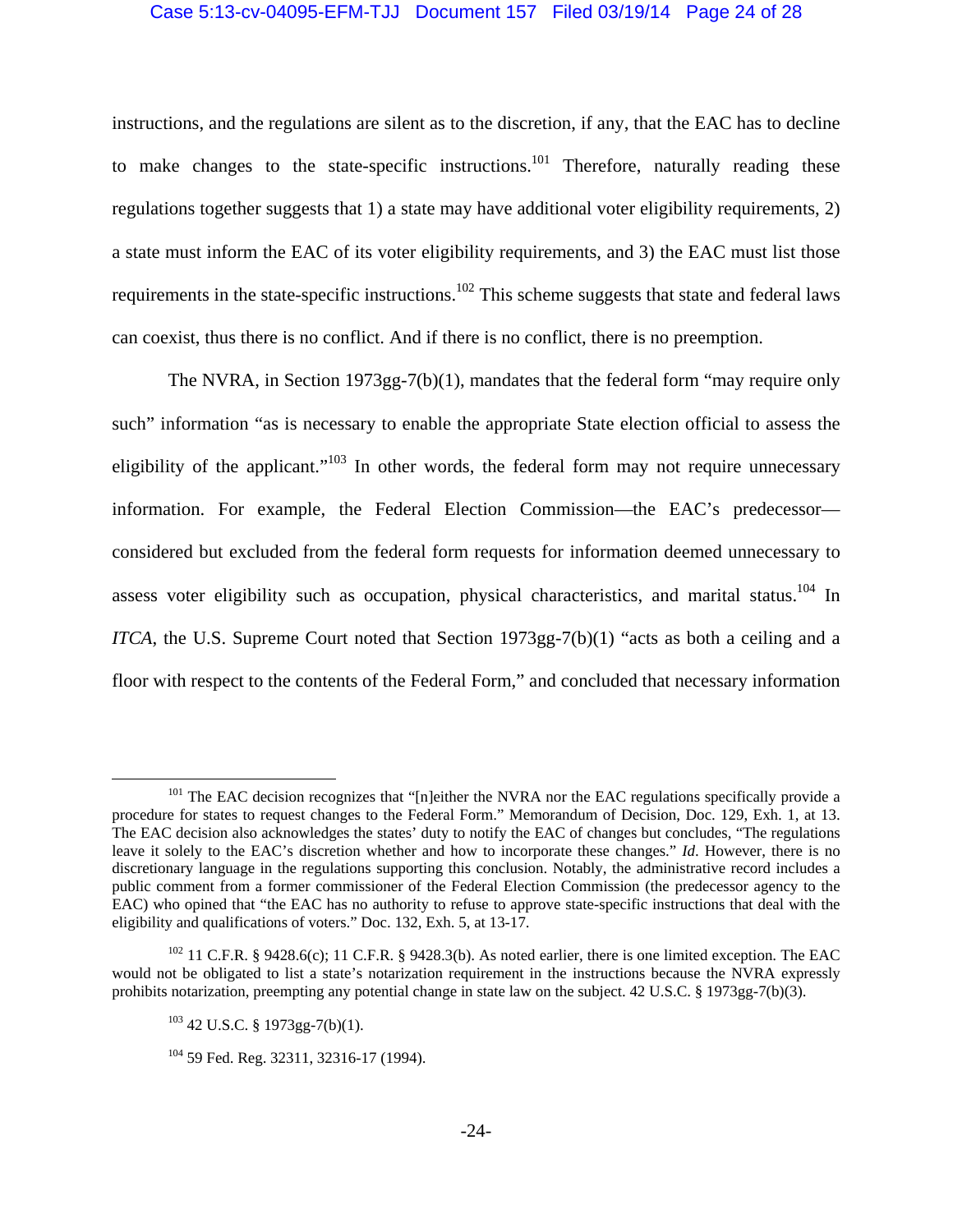instructions, and the regulations are silent as to the discretion, if any, that the EAC has to decline to make changes to the state-specific instructions.[101] Therefore, naturally reading these regulations together suggests that 1) a state may have additional voter eligibility requirements, 2) a state must inform the EAC of its voter eligibility requirements, and 3) the EAC must list those requirements in the state-specific instructions.[102] This scheme suggests that state and federal laws can coexist, thus there is no conflict. And if there is no conflict, there is no preemption.

The NVRA, in Section 1973gg-7(b)(1), mandates that the federal form "may require only such" information "as is necessary to enable the appropriate State election official to assess the eligibility of the applicant."[103] In other words, the federal form may not require unnecessary information. For example, the Federal Election Commission—the EAC's predecessor—considered but excluded from the federal form requests for information deemed unnecessary to assess voter eligibility such as occupation, physical characteristics, and marital status.[104] In *ITCA*, the U.S. Supreme Court noted that Section 1973gg-7(b)(1) "acts as both a ceiling and a floor with respect to the contents of the Federal Form," and concluded that necessary information

---

[101] The EAC decision recognizes that "[n]either the NVRA nor the EAC regulations specifically provide a procedure for states to request changes to the Federal Form." Memorandum of Decision, Doc. 129, Exh. 1, at 13. The EAC decision also acknowledges the states' duty to notify the EAC of changes but concludes, "The regulations leave it solely to the EAC's discretion whether and how to incorporate these changes." *Id*. However, there is no discretionary language in the regulations supporting this conclusion. Notably, the administrative record includes a public comment from a former commissioner of the Federal Election Commission (the predecessor agency to the EAC) who opined that "the EAC has no authority to refuse to approve state-specific instructions that deal with the eligibility and qualifications of voters." Doc. 132, Exh. 5, at 13-17.

[102] 11 C.F.R. § 9428.6(c); 11 C.F.R. § 9428.3(b). As noted earlier, there is one limited exception. The EAC would not be obligated to list a state's notarization requirement in the instructions because the NVRA expressly prohibits notarization, preempting any potential change in state law on the subject. 42 U.S.C. § 1973gg-7(b)(3).

[103] 42 U.S.C. § 1973gg-7(b)(1).

[104] 59 Fed. Reg. 32311, 32316-17 (1994).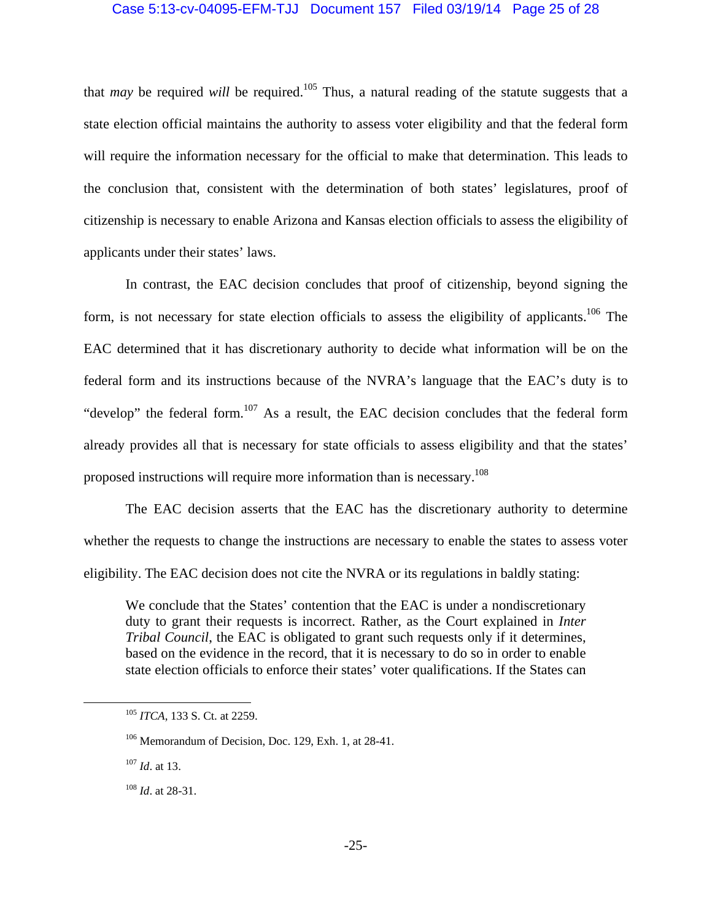that *may* be required *will* be required.[105] Thus, a natural reading of the statute suggests that a state election official maintains the authority to assess voter eligibility and that the federal form will require the information necessary for the official to make that determination. This leads to the conclusion that, consistent with the determination of both states' legislatures, proof of citizenship is necessary to enable Arizona and Kansas election officials to assess the eligibility of applicants under their states' laws.

In contrast, the EAC decision concludes that proof of citizenship, beyond signing the form, is not necessary for state election officials to assess the eligibility of applicants.[106] The EAC determined that it has discretionary authority to decide what information will be on the federal form and its instructions because of the NVRA's language that the EAC's duty is to "develop" the federal form.[107] As a result, the EAC decision concludes that the federal form already provides all that is necessary for state officials to assess eligibility and that the states' proposed instructions will require more information than is necessary.[108]

The EAC decision asserts that the EAC has the discretionary authority to determine whether the requests to change the instructions are necessary to enable the states to assess voter eligibility. The EAC decision does not cite the NVRA or its regulations in baldly stating:

> We conclude that the States' contention that the EAC is under a nondiscretionary duty to grant their requests is incorrect. Rather, as the Court explained in *Inter Tribal Council*, the EAC is obligated to grant such requests only if it determines, based on the evidence in the record, that it is necessary to do so in order to enable state election officials to enforce their states' voter qualifications. If the States can

---

[105] *ITCA*, 133 S. Ct. at 2259.

[106] Memorandum of Decision, Doc. 129, Exh. 1, at 28-41.

[107] *Id*. at 13.

[108] *Id*. at 28-31.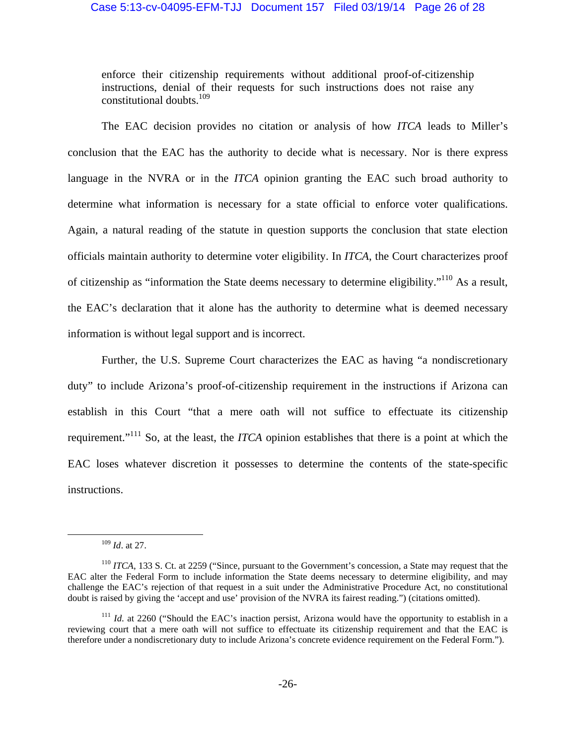> enforce their citizenship requirements without additional proof-of-citizenship instructions, denial of their requests for such instructions does not raise any constitutional doubts.[109]

The EAC decision provides no citation or analysis of how *ITCA* leads to Miller's conclusion that the EAC has the authority to decide what is necessary. Nor is there express language in the NVRA or in the *ITCA* opinion granting the EAC such broad authority to determine what information is necessary for a state official to enforce voter qualifications. Again, a natural reading of the statute in question supports the conclusion that state election officials maintain authority to determine voter eligibility. In *ITCA*, the Court characterizes proof of citizenship as "information the State deems necessary to determine eligibility."[110] As a result, the EAC's declaration that it alone has the authority to determine what is deemed necessary information is without legal support and is incorrect.

Further, the U.S. Supreme Court characterizes the EAC as having "a nondiscretionary duty" to include Arizona's proof-of-citizenship requirement in the instructions if Arizona can establish in this Court "that a mere oath will not suffice to effectuate its citizenship requirement."[111] So, at the least, the *ITCA* opinion establishes that there is a point at which the EAC loses whatever discretion it possesses to determine the contents of the state-specific instructions.

---

[109] *Id*. at 27.

[110] *ITCA*, 133 S. Ct. at 2259 ("Since, pursuant to the Government's concession, a State may request that the EAC alter the Federal Form to include information the State deems necessary to determine eligibility, and may challenge the EAC's rejection of that request in a suit under the Administrative Procedure Act, no constitutional doubt is raised by giving the 'accept and use' provision of the NVRA its fairest reading.") (citations omitted).

[111] *Id.* at 2260 ("Should the EAC's inaction persist, Arizona would have the opportunity to establish in a reviewing court that a mere oath will not suffice to effectuate its citizenship requirement and that the EAC is therefore under a nondiscretionary duty to include Arizona's concrete evidence requirement on the Federal Form.").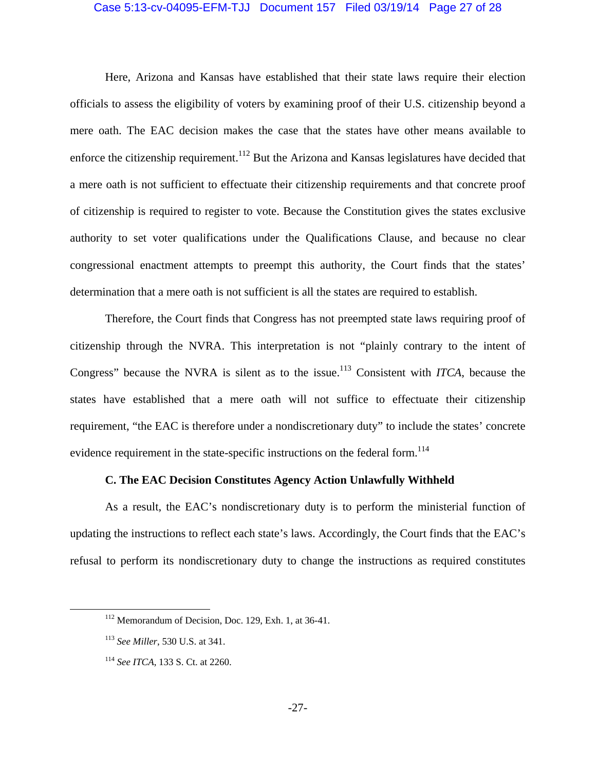Here, Arizona and Kansas have established that their state laws require their election officials to assess the eligibility of voters by examining proof of their U.S. citizenship beyond a mere oath. The EAC decision makes the case that the states have other means available to enforce the citizenship requirement.[112] But the Arizona and Kansas legislatures have decided that a mere oath is not sufficient to effectuate their citizenship requirements and that concrete proof of citizenship is required to register to vote. Because the Constitution gives the states exclusive authority to set voter qualifications under the Qualifications Clause, and because no clear congressional enactment attempts to preempt this authority, the Court finds that the states' determination that a mere oath is not sufficient is all the states are required to establish.

Therefore, the Court finds that Congress has not preempted state laws requiring proof of citizenship through the NVRA. This interpretation is not "plainly contrary to the intent of Congress" because the NVRA is silent as to the issue.[113] Consistent with *ITCA*, because the states have established that a mere oath will not suffice to effectuate their citizenship requirement, "the EAC is therefore under a nondiscretionary duty" to include the states' concrete evidence requirement in the state-specific instructions on the federal form.[114]

**C. The EAC Decision Constitutes Agency Action Unlawfully Withheld**

As a result, the EAC's nondiscretionary duty is to perform the ministerial function of updating the instructions to reflect each state's laws. Accordingly, the Court finds that the EAC's refusal to perform its nondiscretionary duty to change the instructions as required constitutes

---

[112] Memorandum of Decision, Doc. 129, Exh. 1, at 36-41.

[113] *See Miller*, 530 U.S. at 341.

[114] *See ITCA*, 133 S. Ct. at 2260.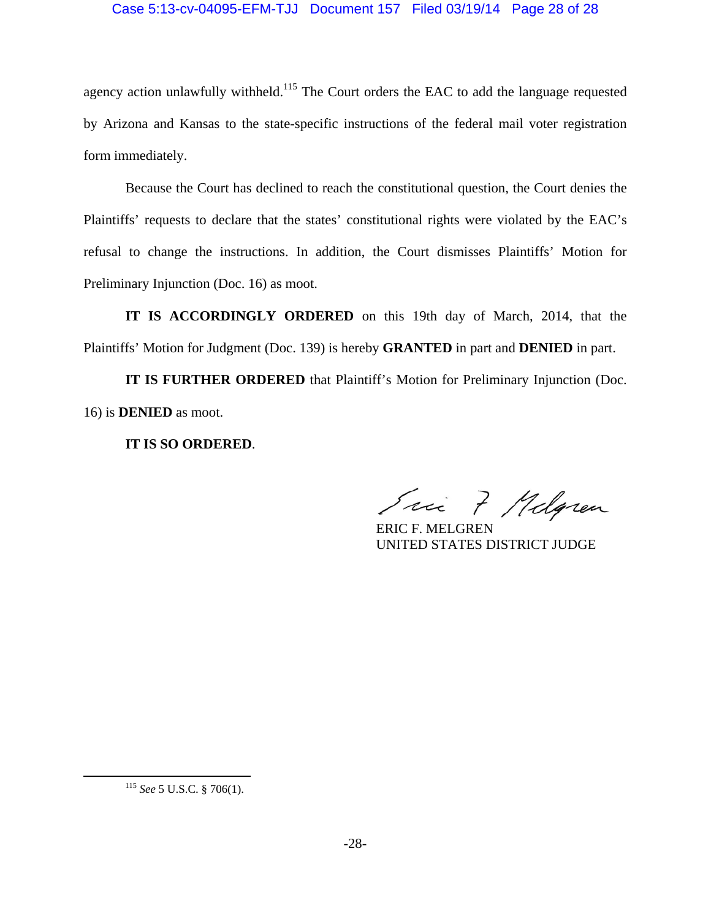agency action unlawfully withheld.[115] The Court orders the EAC to add the language requested by Arizona and Kansas to the state-specific instructions of the federal mail voter registration form immediately.

Because the Court has declined to reach the constitutional question, the Court denies the Plaintiffs' requests to declare that the states' constitutional rights were violated by the EAC's refusal to change the instructions. In addition, the Court dismisses Plaintiffs' Motion for Preliminary Injunction (Doc. 16) as moot.

**IT IS ACCORDINGLY ORDERED** on this 19th day of March, 2014, that the Plaintiffs' Motion for Judgment (Doc. 139) is hereby **GRANTED** in part and **DENIED** in part.

**IT IS FURTHER ORDERED** that Plaintiff's Motion for Preliminary Injunction (Doc. 16) is **DENIED** as moot.

**IT IS SO ORDERED**.

ERIC F. MELGREN
UNITED STATES DISTRICT JUDGE

---

[115] *See* 5 U.S.C. § 706(1).